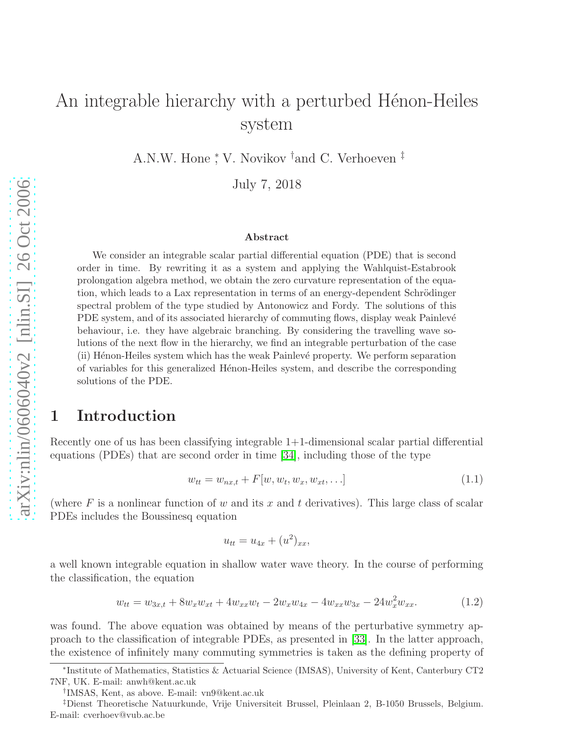# An integrable hierarchy with a perturbed Hénon-Heiles system

A.N.W. Hone [*], V. Novikov [†] and C. Verhoeven [‡]

July 7, 2018

### Abstract

We consider an integrable scalar partial differential equation (PDE) that is second order in time. By rewriting it as a system and applying the Wahlquist-Estabrook prolongation algebra method, we obtain the zero curvature representation of the equation, which leads to a Lax representation in terms of an energy-dependent Schrödinger spectral problem of the type studied by Antonowicz and Fordy. The solutions of this PDE system, and of its associated hierarchy of commuting flows, display weak Painlevé behaviour, i.e. they have algebraic branching. By considering the travelling wave solutions of the next flow in the hierarchy, we find an integrable perturbation of the case (ii) Hénon-Heiles system which has the weak Painlevé property. We perform separation of variables for this generalized Hénon-Heiles system, and describe the corresponding solutions of the PDE.

## 1 Introduction

Recently one of us has been classifying integrable 1+1-dimensional scalar partial differential equations (PDEs) that are second order in time [34], including those of the type

$$w_{tt} = w_{nx,t} + F[w, w_t, w_x, w_{xt}, \ldots] \tag{1.1}$$

(where $F$ is a nonlinear function of $w$ and its $x$ and $t$ derivatives). This large class of scalar PDEs includes the Boussinesq equation

$$u_{tt} = u_{4x} + (u^2)_{xx},$$

a well known integrable equation in shallow water wave theory. In the course of performing the classification, the equation

$$w_{tt} = w_{3x,t} + 8w_x w_{xt} + 4w_{xx}w_t - 2w_x w_{4x} - 4w_{xx}w_{3x} - 24w_x^2 w_{xx}. \tag{1.2}$$

was found. The above equation was obtained by means of the perturbative symmetry approach to the classification of integrable PDEs, as presented in [33]. In the latter approach, the existence of infinitely many commuting symmetries is taken as the defining property of

---

[*] Institute of Mathematics, Statistics & Actuarial Science (IMSAS), University of Kent, Canterbury CT2 7NF, UK. E-mail: anwh@kent.ac.uk

[†] IMSAS, Kent, as above. E-mail: vn9@kent.ac.uk

[‡] Dienst Theoretische Natuurkunde, Vrije Universiteit Brussel, Pleinlaan 2, B-1050 Brussels, Belgium. E-mail: cverhoev@vub.ac.be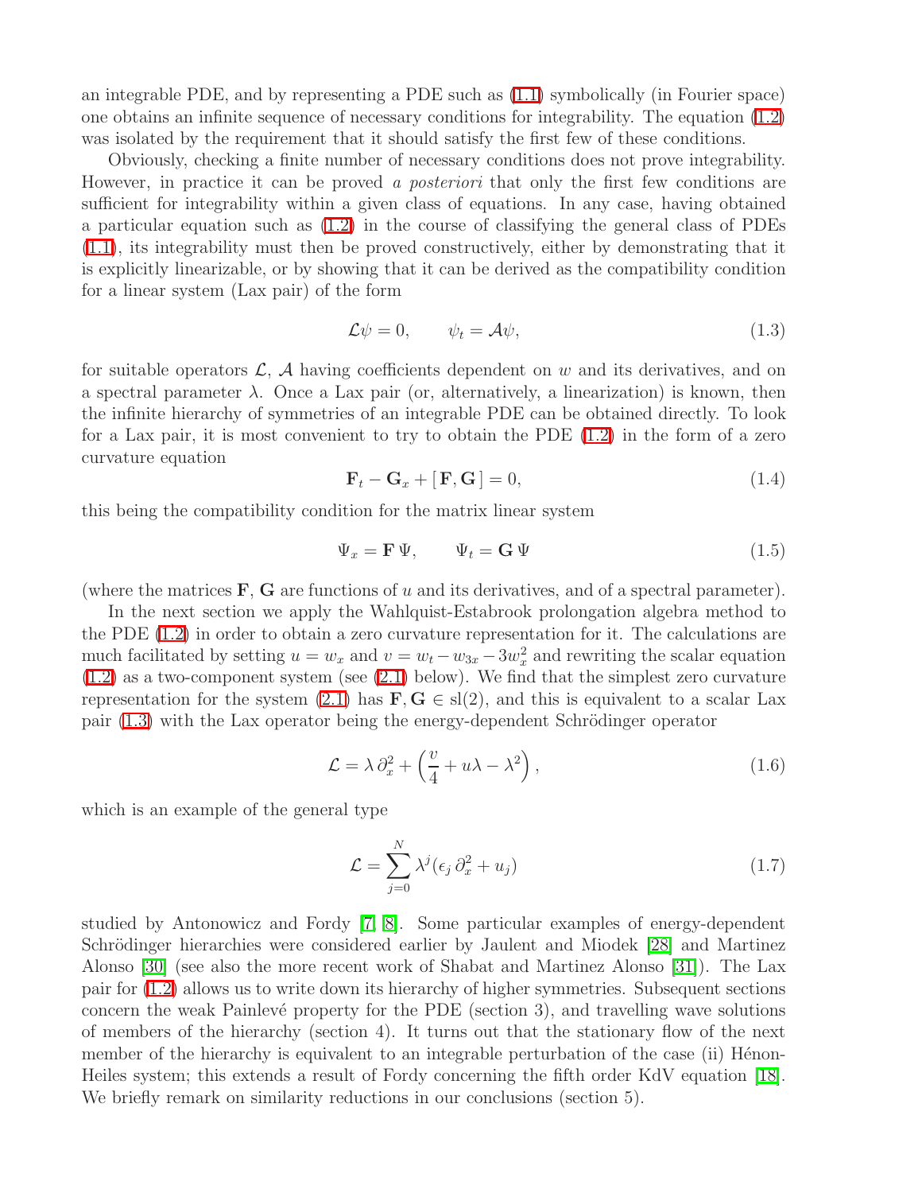an integrable PDE, and by representing a PDE such as (1.1) symbolically (in Fourier space) one obtains an infinite sequence of necessary conditions for integrability. The equation (1.2) was isolated by the requirement that it should satisfy the first few of these conditions.

Obviously, checking a finite number of necessary conditions does not prove integrability. However, in practice it can be proved *a posteriori* that only the first few conditions are sufficient for integrability within a given class of equations. In any case, having obtained a particular equation such as (1.2) in the course of classifying the general class of PDEs (1.1), its integrability must then be proved constructively, either by demonstrating that it is explicitly linearizable, or by showing that it can be derived as the compatibility condition for a linear system (Lax pair) of the form

$$\mathcal{L}\psi = 0, \qquad \psi_t = \mathcal{A}\psi, \tag{1.3}$$

for suitable operators $\mathcal{L}$, $\mathcal{A}$ having coefficients dependent on $w$ and its derivatives, and on a spectral parameter $\lambda$. Once a Lax pair (or, alternatively, a linearization) is known, then the infinite hierarchy of symmetries of an integrable PDE can be obtained directly. To look for a Lax pair, it is most convenient to try to obtain the PDE (1.2) in the form of a zero curvature equation

$$\mathbf{F}_t - \mathbf{G}_x + [\,\mathbf{F}, \mathbf{G}\,] = 0, \tag{1.4}$$

this being the compatibility condition for the matrix linear system

$$\Psi_x = \mathbf{F}\,\Psi, \qquad \Psi_t = \mathbf{G}\,\Psi \tag{1.5}$$

(where the matrices $\mathbf{F}$, $\mathbf{G}$ are functions of $u$ and its derivatives, and of a spectral parameter).

In the next section we apply the Wahlquist-Estabrook prolongation algebra method to the PDE (1.2) in order to obtain a zero curvature representation for it. The calculations are much facilitated by setting $u = w_x$ and $v = w_t - w_{3x} - 3w_x^2$ and rewriting the scalar equation (1.2) as a two-component system (see (2.1) below). We find that the simplest zero curvature representation for the system (2.1) has $\mathbf{F}, \mathbf{G} \in \mathrm{sl}(2)$, and this is equivalent to a scalar Lax pair (1.3) with the Lax operator being the energy-dependent Schrödinger operator

$$\mathcal{L} = \lambda\,\partial_x^2 + \left(\frac{v}{4} + u\lambda - \lambda^2\right), \tag{1.6}$$

which is an example of the general type

$$\mathcal{L} = \sum_{j=0}^{N} \lambda^j (\epsilon_j\,\partial_x^2 + u_j) \tag{1.7}$$

studied by Antonowicz and Fordy [7, 8]. Some particular examples of energy-dependent Schrödinger hierarchies were considered earlier by Jaulent and Miodek [28] and Martinez Alonso [30] (see also the more recent work of Shabat and Martinez Alonso [31]). The Lax pair for (1.2) allows us to write down its hierarchy of higher symmetries. Subsequent sections concern the weak Painlevé property for the PDE (section 3), and travelling wave solutions of members of the hierarchy (section 4). It turns out that the stationary flow of the next member of the hierarchy is equivalent to an integrable perturbation of the case (ii) Hénon-Heiles system; this extends a result of Fordy concerning the fifth order KdV equation [18]. We briefly remark on similarity reductions in our conclusions (section 5).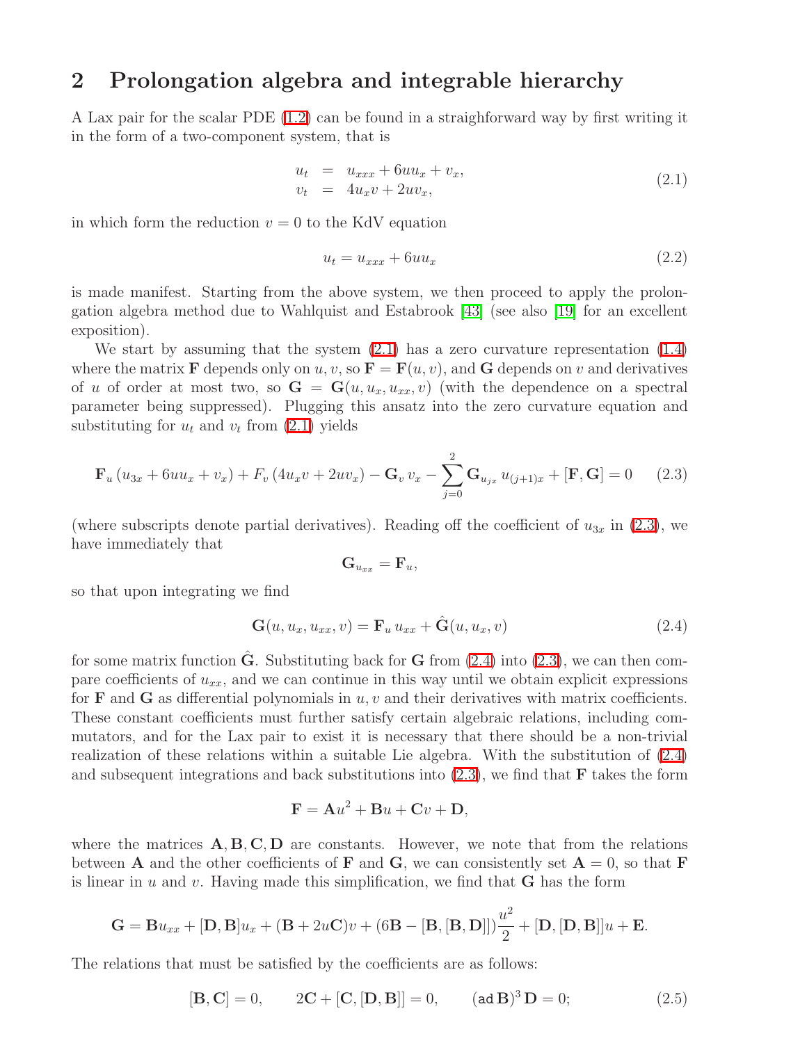## 2 Prolongation algebra and integrable hierarchy

A Lax pair for the scalar PDE (1.2) can be found in a straightforward way by first writing it in the form of a two-component system, that is

$$
\begin{aligned}
u_t &= u_{xxx} + 6uu_x + v_x, \\
v_t &= 4u_x v + 2uv_x,
\end{aligned}
\tag{2.1}
$$

in which form the reduction $v = 0$ to the KdV equation

$$
u_t = u_{xxx} + 6uu_x \tag{2.2}
$$

is made manifest. Starting from the above system, we then proceed to apply the prolongation algebra method due to Wahlquist and Estabrook [43] (see also [19] for an excellent exposition).

We start by assuming that the system (2.1) has a zero curvature representation (1.4) where the matrix $\mathbf{F}$ depends only on $u, v$, so $\mathbf{F} = \mathbf{F}(u, v)$, and $\mathbf{G}$ depends on $v$ and derivatives of $u$ of order at most two, so $\mathbf{G} = \mathbf{G}(u, u_x, u_{xx}, v)$ (with the dependence on a spectral parameter being suppressed). Plugging this ansatz into the zero curvature equation and substituting for $u_t$ and $v_t$ from (2.1) yields

$$
\mathbf{F}_u \left(u_{3x} + 6uu_x + v_x\right) + F_v \left(4u_x v + 2uv_x\right) - \mathbf{G}_v \, v_x - \sum_{j=0}^{2} \mathbf{G}_{u_{jx}} \, u_{(j+1)x} + [\mathbf{F}, \mathbf{G}] = 0 \tag{2.3}
$$

(where subscripts denote partial derivatives). Reading off the coefficient of $u_{3x}$ in (2.3), we have immediately that

$$
\mathbf{G}_{u_{xx}} = \mathbf{F}_u,
$$

so that upon integrating we find

$$
\mathbf{G}(u, u_x, u_{xx}, v) = \mathbf{F}_u \, u_{xx} + \hat{\mathbf{G}}(u, u_x, v) \tag{2.4}
$$

for some matrix function $\hat{\mathbf{G}}$. Substituting back for $\mathbf{G}$ from (2.4) into (2.3), we can then compare coefficients of $u_{xx}$, and we can continue in this way until we obtain explicit expressions for $\mathbf{F}$ and $\mathbf{G}$ as differential polynomials in $u, v$ and their derivatives with matrix coefficients. These constant coefficients must further satisfy certain algebraic relations, including commutators, and for the Lax pair to exist it is necessary that there should be a non-trivial realization of these relations within a suitable Lie algebra. With the substitution of (2.4) and subsequent integrations and back substitutions into (2.3), we find that $\mathbf{F}$ takes the form

$$
\mathbf{F} = \mathbf{A}u^2 + \mathbf{B}u + \mathbf{C}v + \mathbf{D},
$$

where the matrices $\mathbf{A}, \mathbf{B}, \mathbf{C}, \mathbf{D}$ are constants. However, we note that from the relations between $\mathbf{A}$ and the other coefficients of $\mathbf{F}$ and $\mathbf{G}$, we can consistently set $\mathbf{A} = 0$, so that $\mathbf{F}$ is linear in $u$ and $v$. Having made this simplification, we find that $\mathbf{G}$ has the form

$$
\mathbf{G} = \mathbf{B}u_{xx} + [\mathbf{D}, \mathbf{B}]u_x + (\mathbf{B} + 2u\mathbf{C})v + (6\mathbf{B} - [\mathbf{B}, [\mathbf{B}, \mathbf{D}]])\frac{u^2}{2} + [\mathbf{D}, [\mathbf{D}, \mathbf{B}]]u + \mathbf{E}.
$$

The relations that must be satisfied by the coefficients are as follows:

$$
[\mathbf{B}, \mathbf{C}] = 0, \qquad 2\mathbf{C} + [\mathbf{C}, [\mathbf{D}, \mathbf{B}]] = 0, \qquad (\mathrm{ad}\,\mathbf{B})^3 \, \mathbf{D} = 0; \tag{2.5}
$$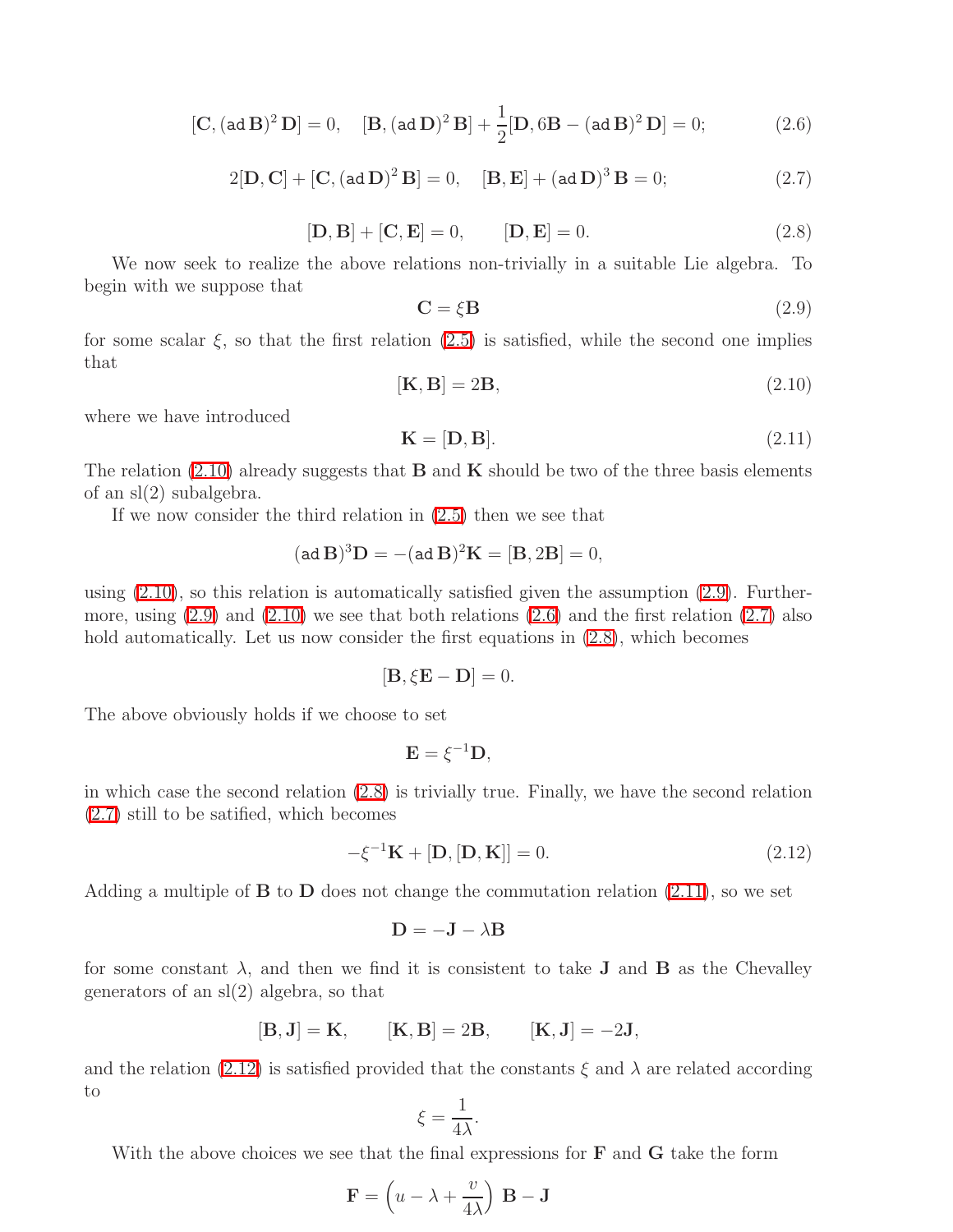$$[\mathbf{C}, (\operatorname{ad}\mathbf{B})^2\,\mathbf{D}] = 0, \quad [\mathbf{B}, (\operatorname{ad}\mathbf{D})^2\,\mathbf{B}] + \frac{1}{2}[\mathbf{D}, 6\mathbf{B} - (\operatorname{ad}\mathbf{B})^2\,\mathbf{D}] = 0; \tag{2.6}$$

$$2[\mathbf{D}, \mathbf{C}] + [\mathbf{C}, (\operatorname{ad}\mathbf{D})^2\,\mathbf{B}] = 0, \quad [\mathbf{B}, \mathbf{E}] + (\operatorname{ad}\mathbf{D})^3\,\mathbf{B} = 0; \tag{2.7}$$

$$[\mathbf{D}, \mathbf{B}] + [\mathbf{C}, \mathbf{E}] = 0, \qquad [\mathbf{D}, \mathbf{E}] = 0. \tag{2.8}$$

We now seek to realize the above relations non-trivially in a suitable Lie algebra. To begin with we suppose that

$$\mathbf{C} = \xi\mathbf{B} \tag{2.9}$$

for some scalar $\xi$, so that the first relation (2.5) is satisfied, while the second one implies that

$$[\mathbf{K}, \mathbf{B}] = 2\mathbf{B}, \tag{2.10}$$

where we have introduced

$$\mathbf{K} = [\mathbf{D}, \mathbf{B}]. \tag{2.11}$$

The relation (2.10) already suggests that $\mathbf{B}$ and $\mathbf{K}$ should be two of the three basis elements of an sl(2) subalgebra.

If we now consider the third relation in (2.5) then we see that

$$(\operatorname{ad}\mathbf{B})^3\mathbf{D} = -(\operatorname{ad}\mathbf{B})^2\mathbf{K} = [\mathbf{B}, 2\mathbf{B}] = 0,$$

using (2.10), so this relation is automatically satisfied given the assumption (2.9). Furthermore, using (2.9) and (2.10) we see that both relations (2.6) and the first relation (2.7) also hold automatically. Let us now consider the first equations in (2.8), which becomes

$$[\mathbf{B}, \xi\mathbf{E} - \mathbf{D}] = 0.$$

The above obviously holds if we choose to set

$$\mathbf{E} = \xi^{-1}\mathbf{D},$$

in which case the second relation (2.8) is trivially true. Finally, we have the second relation (2.7) still to be satified, which becomes

$$-\xi^{-1}\mathbf{K} + [\mathbf{D}, [\mathbf{D}, \mathbf{K}]] = 0. \tag{2.12}$$

Adding a multiple of $\mathbf{B}$ to $\mathbf{D}$ does not change the commutation relation (2.11), so we set

$$\mathbf{D} = -\mathbf{J} - \lambda\mathbf{B}$$

for some constant $\lambda$, and then we find it is consistent to take $\mathbf{J}$ and $\mathbf{B}$ as the Chevalley generators of an sl(2) algebra, so that

$$[\mathbf{B}, \mathbf{J}] = \mathbf{K}, \qquad [\mathbf{K}, \mathbf{B}] = 2\mathbf{B}, \qquad [\mathbf{K}, \mathbf{J}] = -2\mathbf{J},$$

and the relation (2.12) is satisfied provided that the constants $\xi$ and $\lambda$ are related according to

$$\xi = \frac{1}{4\lambda}.$$

With the above choices we see that the final expressions for $\mathbf{F}$ and $\mathbf{G}$ take the form

$$\mathbf{F} = \left(u - \lambda + \frac{v}{4\lambda}\right)\,\mathbf{B} - \mathbf{J}$$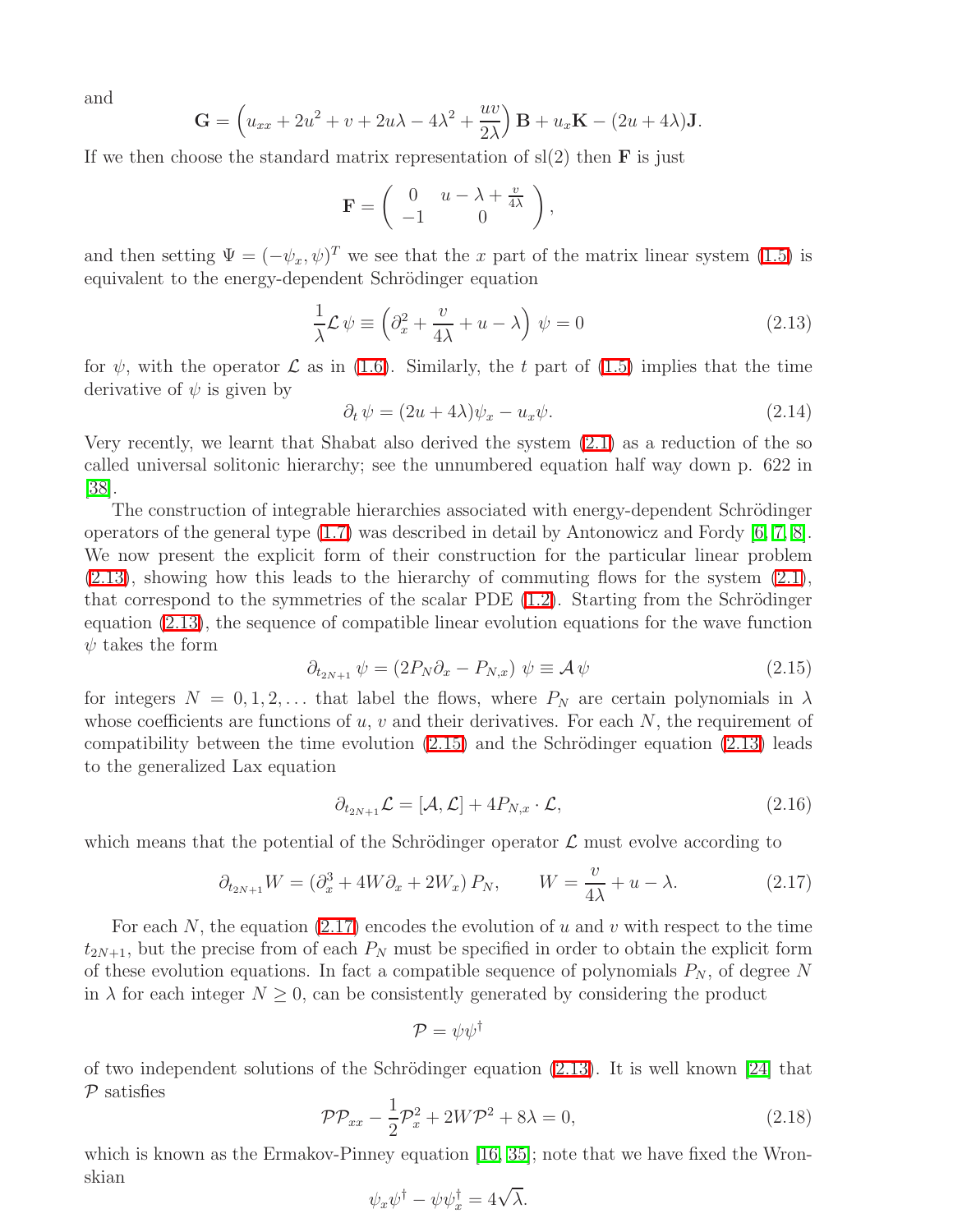and

$$\mathbf{G} = \left(u_{xx} + 2u^2 + v + 2u\lambda - 4\lambda^2 + \frac{uv}{2\lambda}\right)\mathbf{B} + u_x\mathbf{K} - (2u + 4\lambda)\mathbf{J}.$$

If we then choose the standard matrix representation of sl(2) then $\mathbf{F}$ is just

$$\mathbf{F} = \begin{pmatrix} 0 & u - \lambda + \frac{v}{4\lambda} \\ -1 & 0 \end{pmatrix},$$

and then setting $\Psi = (-\psi_x, \psi)^T$ we see that the $x$ part of the matrix linear system (1.5) is equivalent to the energy-dependent Schrödinger equation

$$\frac{1}{\lambda}\mathcal{L}\,\psi \equiv \left(\partial_x^2 + \frac{v}{4\lambda} + u - \lambda\right)\psi = 0 \tag{2.13}$$

for $\psi$, with the operator $\mathcal{L}$ as in (1.6). Similarly, the $t$ part of (1.5) implies that the time derivative of $\psi$ is given by

$$\partial_t\,\psi = (2u + 4\lambda)\psi_x - u_x\psi. \tag{2.14}$$

Very recently, we learnt that Shabat also derived the system (2.1) as a reduction of the so called universal solitonic hierarchy; see the unnumbered equation half way down p. 622 in [38].

The construction of integrable hierarchies associated with energy-dependent Schrödinger operators of the general type (1.7) was described in detail by Antonowicz and Fordy [6, 7, 8]. We now present the explicit form of their construction for the particular linear problem (2.13), showing how this leads to the hierarchy of commuting flows for the system (2.1), that correspond to the symmetries of the scalar PDE (1.2). Starting from the Schrödinger equation (2.13), the sequence of compatible linear evolution equations for the wave function $\psi$ takes the form

$$\partial_{t_{2N+1}}\,\psi = \left(2P_N\partial_x - P_{N,x}\right)\psi \equiv \mathcal{A}\,\psi \tag{2.15}$$

for integers $N = 0, 1, 2, \ldots$ that label the flows, where $P_N$ are certain polynomials in $\lambda$ whose coefficients are functions of $u$, $v$ and their derivatives. For each $N$, the requirement of compatibility between the time evolution (2.15) and the Schrödinger equation (2.13) leads to the generalized Lax equation

$$\partial_{t_{2N+1}}\mathcal{L} = [\mathcal{A}, \mathcal{L}] + 4P_{N,x}\cdot\mathcal{L}, \tag{2.16}$$

which means that the potential of the Schrödinger operator $\mathcal{L}$ must evolve according to

$$\partial_{t_{2N+1}}W = \left(\partial_x^3 + 4W\partial_x + 2W_x\right)P_N, \qquad W = \frac{v}{4\lambda} + u - \lambda. \tag{2.17}$$

For each $N$, the equation (2.17) encodes the evolution of $u$ and $v$ with respect to the time $t_{2N+1}$, but the precise from of each $P_N$ must be specified in order to obtain the explicit form of these evolution equations. In fact a compatible sequence of polynomials $P_N$, of degree $N$ in $\lambda$ for each integer $N \geq 0$, can be consistently generated by considering the product

$$\mathcal{P} = \psi\psi^\dagger$$

of two independent solutions of the Schrödinger equation (2.13). It is well known [24] that $\mathcal{P}$ satisfies

$$\mathcal{P}\mathcal{P}_{xx} - \frac{1}{2}\mathcal{P}_x^2 + 2W\mathcal{P}^2 + 8\lambda = 0, \tag{2.18}$$

which is known as the Ermakov-Pinney equation [16, 35]; note that we have fixed the Wronskian

$$\psi_x\psi^\dagger - \psi\psi_x^\dagger = 4\sqrt{\lambda}.$$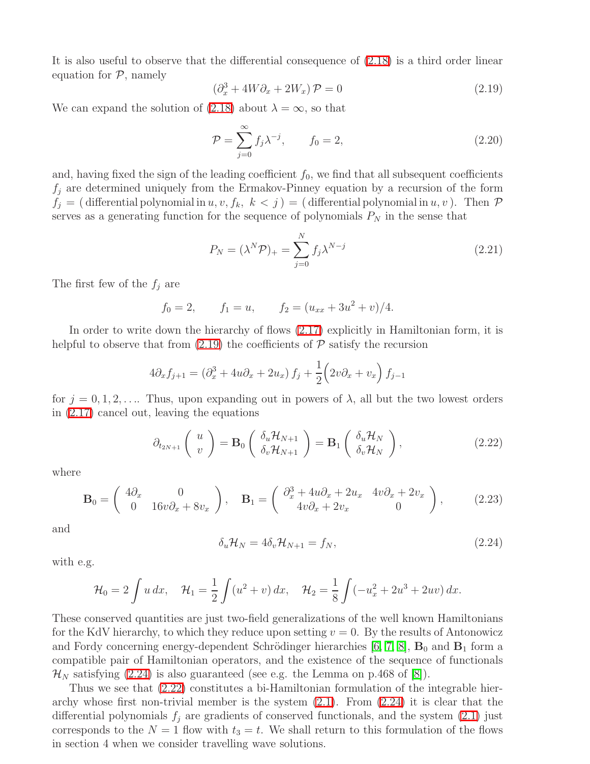It is also useful to observe that the differential consequence of (2.18) is a third order linear equation for $\mathcal{P}$, namely

$$(\partial_x^3 + 4W\partial_x + 2W_x)\,\mathcal{P} = 0 \tag{2.19}$$

We can expand the solution of (2.18) about $\lambda = \infty$, so that

$$\mathcal{P} = \sum_{j=0}^{\infty} f_j \lambda^{-j}, \qquad f_0 = 2, \tag{2.20}$$

and, having fixed the sign of the leading coefficient $f_0$, we find that all subsequent coefficients $f_j$ are determined uniquely from the Ermakov-Pinney equation by a recursion of the form $f_j = (\,\text{differential polynomial in}\, u, v, f_k,\ k < j\,) = (\,\text{differential polynomial in}\, u, v\,)$. Then $\mathcal{P}$ serves as a generating function for the sequence of polynomials $P_N$ in the sense that

$$P_N = (\lambda^N \mathcal{P})_+ = \sum_{j=0}^{N} f_j \lambda^{N-j} \tag{2.21}$$

The first few of the $f_j$ are

$$f_0 = 2, \qquad f_1 = u, \qquad f_2 = (u_{xx} + 3u^2 + v)/4.$$

In order to write down the hierarchy of flows (2.17) explicitly in Hamiltonian form, it is helpful to observe that from (2.19) the coefficients of $\mathcal{P}$ satisfy the recursion

$$4\partial_x f_{j+1} = (\partial_x^3 + 4u\partial_x + 2u_x)\, f_j + \frac{1}{2}\Big(2v\partial_x + v_x\Big)\, f_{j-1}$$

for $j = 0, 1, 2, \ldots$. Thus, upon expanding out in powers of $\lambda$, all but the two lowest orders in (2.17) cancel out, leaving the equations

$$\partial_{t_{2N+1}} \begin{pmatrix} u \\ v \end{pmatrix} = \mathbf{B}_0 \begin{pmatrix} \delta_u \mathcal{H}_{N+1} \\ \delta_v \mathcal{H}_{N+1} \end{pmatrix} = \mathbf{B}_1 \begin{pmatrix} \delta_u \mathcal{H}_N \\ \delta_v \mathcal{H}_N \end{pmatrix}, \tag{2.22}$$

where

$$\mathbf{B}_0 = \begin{pmatrix} 4\partial_x & 0 \\ 0 & 16v\partial_x + 8v_x \end{pmatrix}, \quad \mathbf{B}_1 = \begin{pmatrix} \partial_x^3 + 4u\partial_x + 2u_x & 4v\partial_x + 2v_x \\ 4v\partial_x + 2v_x & 0 \end{pmatrix}, \tag{2.23}$$

and

$$\delta_u \mathcal{H}_N = 4\delta_v \mathcal{H}_{N+1} = f_N, \tag{2.24}$$

with e.g.

$$\mathcal{H}_0 = 2\int u\,dx, \quad \mathcal{H}_1 = \frac{1}{2}\int (u^2 + v)\,dx, \quad \mathcal{H}_2 = \frac{1}{8}\int (-u_x^2 + 2u^3 + 2uv)\,dx.$$

These conserved quantities are just two-field generalizations of the well known Hamiltonians for the KdV hierarchy, to which they reduce upon setting $v = 0$. By the results of Antonowicz and Fordy concerning energy-dependent Schrödinger hierarchies [6, 7, 8], $\mathbf{B}_0$ and $\mathbf{B}_1$ form a compatible pair of Hamiltonian operators, and the existence of the sequence of functionals $\mathcal{H}_N$ satisfying (2.24) is also guaranteed (see e.g. the Lemma on p.468 of [8]).

Thus we see that (2.22) constitutes a bi-Hamiltonian formulation of the integrable hierarchy whose first non-trivial member is the system (2.1). From (2.24) it is clear that the differential polynomials $f_j$ are gradients of conserved functionals, and the system (2.1) just corresponds to the $N = 1$ flow with $t_3 = t$. We shall return to this formulation of the flows in section 4 when we consider travelling wave solutions.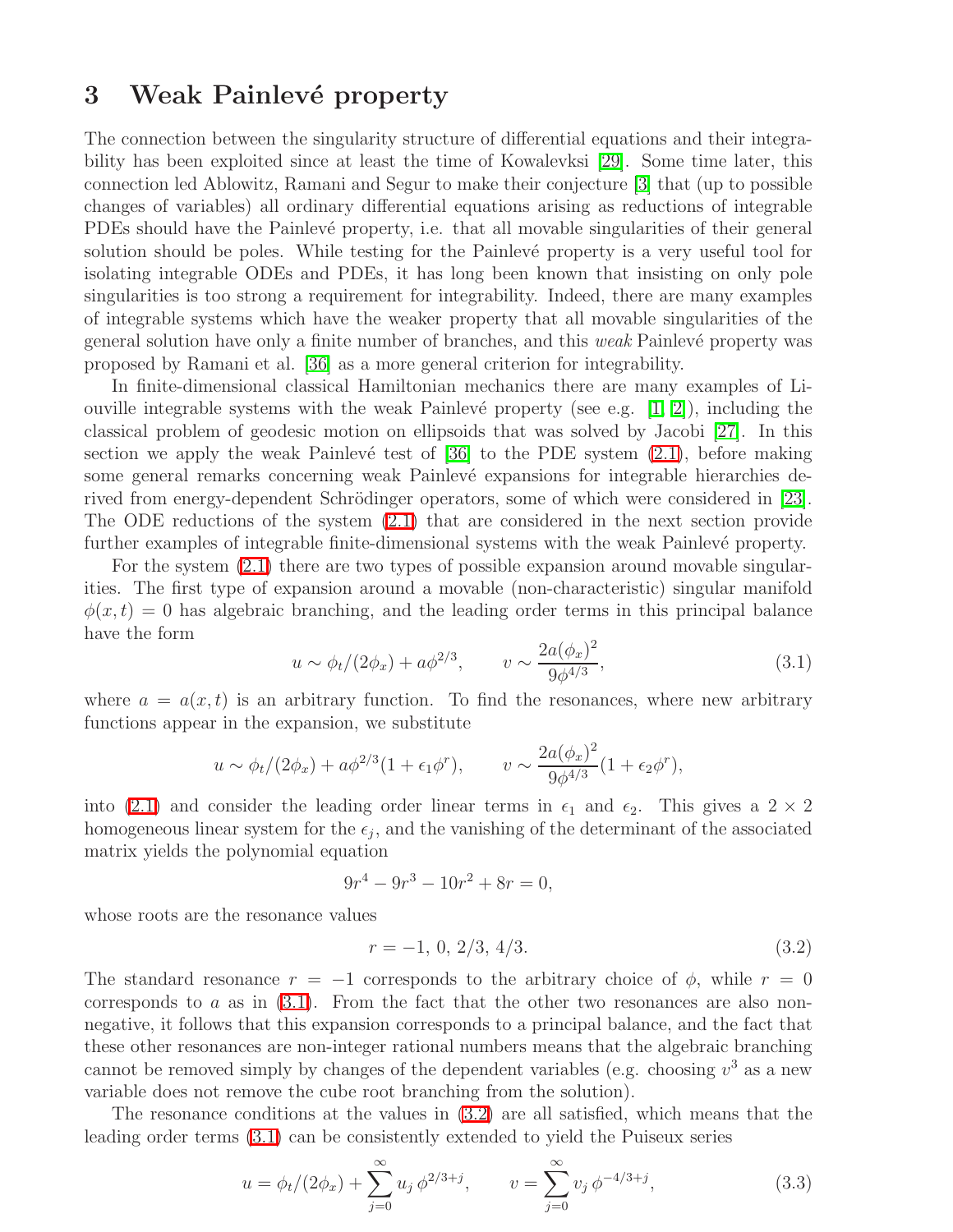## 3 Weak Painlevé property

The connection between the singularity structure of differential equations and their integrability has been exploited since at least the time of Kowalevksi [29]. Some time later, this connection led Ablowitz, Ramani and Segur to make their conjecture [3] that (up to possible changes of variables) all ordinary differential equations arising as reductions of integrable PDEs should have the Painlevé property, i.e. that all movable singularities of their general solution should be poles. While testing for the Painlevé property is a very useful tool for isolating integrable ODEs and PDEs, it has long been known that insisting on only pole singularities is too strong a requirement for integrability. Indeed, there are many examples of integrable systems which have the weaker property that all movable singularities of the general solution have only a finite number of branches, and this *weak* Painlevé property was proposed by Ramani et al. [36] as a more general criterion for integrability.

In finite-dimensional classical Hamiltonian mechanics there are many examples of Liouville integrable systems with the weak Painlevé property (see e.g. [1, 2]), including the classical problem of geodesic motion on ellipsoids that was solved by Jacobi [27]. In this section we apply the weak Painlevé test of [36] to the PDE system (2.1), before making some general remarks concerning weak Painlevé expansions for integrable hierarchies derived from energy-dependent Schrödinger operators, some of which were considered in [23]. The ODE reductions of the system (2.1) that are considered in the next section provide further examples of integrable finite-dimensional systems with the weak Painlevé property.

For the system (2.1) there are two types of possible expansion around movable singularities. The first type of expansion around a movable (non-characteristic) singular manifold $\phi(x,t) = 0$ has algebraic branching, and the leading order terms in this principal balance have the form

$$u \sim \phi_t/(2\phi_x) + a\phi^{2/3}, \qquad v \sim \frac{2a(\phi_x)^2}{9\phi^{4/3}}, \tag{3.1}$$

where $a = a(x,t)$ is an arbitrary function. To find the resonances, where new arbitrary functions appear in the expansion, we substitute

$$u \sim \phi_t/(2\phi_x) + a\phi^{2/3}(1 + \epsilon_1\phi^r), \qquad v \sim \frac{2a(\phi_x)^2}{9\phi^{4/3}}(1 + \epsilon_2\phi^r),$$

into (2.1) and consider the leading order linear terms in $\epsilon_1$ and $\epsilon_2$. This gives a $2 \times 2$ homogeneous linear system for the $\epsilon_j$, and the vanishing of the determinant of the associated matrix yields the polynomial equation

$$9r^4 - 9r^3 - 10r^2 + 8r = 0,$$

whose roots are the resonance values

$$r = -1,\ 0,\ 2/3,\ 4/3. \tag{3.2}$$

The standard resonance $r = -1$ corresponds to the arbitrary choice of $\phi$, while $r = 0$ corresponds to $a$ as in (3.1). From the fact that the other two resonances are also non-negative, it follows that this expansion corresponds to a principal balance, and the fact that these other resonances are non-integer rational numbers means that the algebraic branching cannot be removed simply by changes of the dependent variables (e.g. choosing $v^3$ as a new variable does not remove the cube root branching from the solution).

The resonance conditions at the values in (3.2) are all satisfied, which means that the leading order terms (3.1) can be consistently extended to yield the Puiseux series

$$u = \phi_t/(2\phi_x) + \sum_{j=0}^{\infty} u_j\,\phi^{2/3+j}, \qquad v = \sum_{j=0}^{\infty} v_j\,\phi^{-4/3+j}, \tag{3.3}$$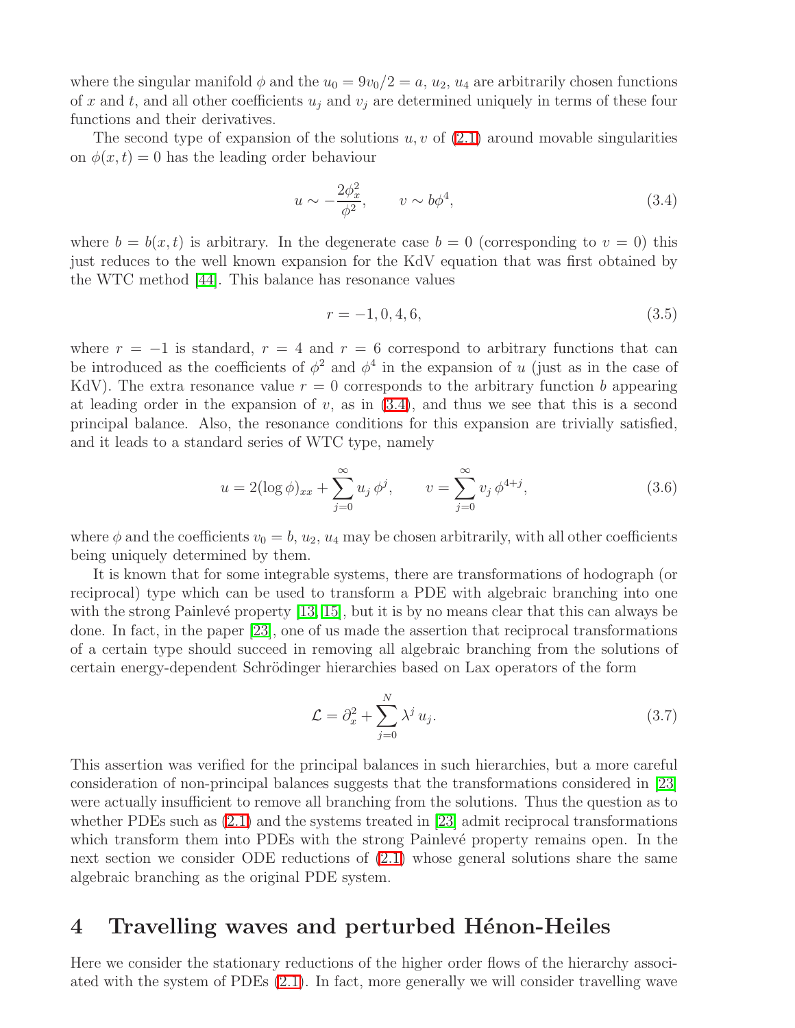where the singular manifold $\phi$ and the $u_0 = 9v_0/2 = a$, $u_2$, $u_4$ are arbitrarily chosen functions of $x$ and $t$, and all other coefficients $u_j$ and $v_j$ are determined uniquely in terms of these four functions and their derivatives.

The second type of expansion of the solutions $u, v$ of (2.1) around movable singularities on $\phi(x,t) = 0$ has the leading order behaviour

$$u \sim -\frac{2\phi_x^2}{\phi^2}, \qquad v \sim b\phi^4, \tag{3.4}$$

where $b = b(x,t)$ is arbitrary. In the degenerate case $b = 0$ (corresponding to $v = 0$) this just reduces to the well known expansion for the KdV equation that was first obtained by the WTC method [44]. This balance has resonance values

$$r = -1, 0, 4, 6, \tag{3.5}$$

where $r = -1$ is standard, $r = 4$ and $r = 6$ correspond to arbitrary functions that can be introduced as the coefficients of $\phi^2$ and $\phi^4$ in the expansion of $u$ (just as in the case of KdV). The extra resonance value $r = 0$ corresponds to the arbitrary function $b$ appearing at leading order in the expansion of $v$, as in (3.4), and thus we see that this is a second principal balance. Also, the resonance conditions for this expansion are trivially satisfied, and it leads to a standard series of WTC type, namely

$$u = 2(\log\phi)_{xx} + \sum_{j=0}^{\infty} u_j\,\phi^j, \qquad v = \sum_{j=0}^{\infty} v_j\,\phi^{4+j}, \tag{3.6}$$

where $\phi$ and the coefficients $v_0 = b$, $u_2$, $u_4$ may be chosen arbitrarily, with all other coefficients being uniquely determined by them.

It is known that for some integrable systems, there are transformations of hodograph (or reciprocal) type which can be used to transform a PDE with algebraic branching into one with the strong Painlevé property [13, 15], but it is by no means clear that this can always be done. In fact, in the paper [23], one of us made the assertion that reciprocal transformations of a certain type should succeed in removing all algebraic branching from the solutions of certain energy-dependent Schrödinger hierarchies based on Lax operators of the form

$$\mathcal{L} = \partial_x^2 + \sum_{j=0}^{N} \lambda^j\,u_j. \tag{3.7}$$

This assertion was verified for the principal balances in such hierarchies, but a more careful consideration of non-principal balances suggests that the transformations considered in [23] were actually insufficient to remove all branching from the solutions. Thus the question as to whether PDEs such as (2.1) and the systems treated in [23] admit reciprocal transformations which transform them into PDEs with the strong Painlevé property remains open. In the next section we consider ODE reductions of (2.1) whose general solutions share the same algebraic branching as the original PDE system.

# 4 Travelling waves and perturbed Hénon-Heiles

Here we consider the stationary reductions of the higher order flows of the hierarchy associated with the system of PDEs (2.1). In fact, more generally we will consider travelling wave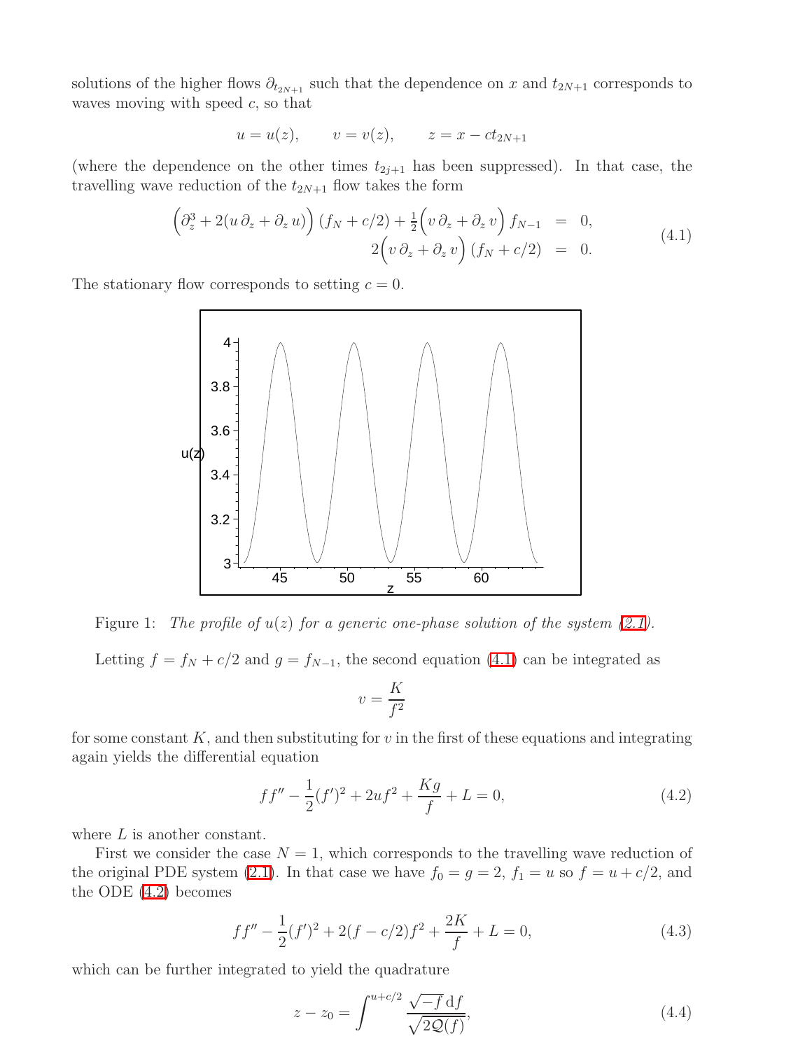solutions of the higher flows $\partial_{t_{2N+1}}$ such that the dependence on $x$ and $t_{2N+1}$ corresponds to waves moving with speed $c$, so that

$$u = u(z), \qquad v = v(z), \qquad z = x - ct_{2N+1}$$

(where the dependence on the other times $t_{2j+1}$ has been suppressed). In that case, the travelling wave reduction of the $t_{2N+1}$ flow takes the form

$$\begin{aligned} \Big(\partial_z^3 + 2(u\,\partial_z + \partial_z\, u)\Big)\,(f_N + c/2) + \tfrac{1}{2}\Big(v\,\partial_z + \partial_z\, v\Big)\, f_{N-1} &= 0, \\ 2\Big(v\,\partial_z + \partial_z\, v\Big)\,(f_N + c/2) &= 0. \end{aligned} \tag{4.1}$$

The stationary flow corresponds to setting $c = 0$.

Figure 1: *The profile of $u(z)$ for a generic one-phase solution of the system (2.1).*

Letting $f = f_N + c/2$ and $g = f_{N-1}$, the second equation (4.1) can be integrated as

$$v = \frac{K}{f^2}$$

for some constant $K$, and then substituting for $v$ in the first of these equations and integrating again yields the differential equation

$$ff'' - \frac{1}{2}(f')^2 + 2uf^2 + \frac{Kg}{f} + L = 0, \tag{4.2}$$

where $L$ is another constant.

First we consider the case $N = 1$, which corresponds to the travelling wave reduction of the original PDE system (2.1). In that case we have $f_0 = g = 2$, $f_1 = u$ so $f = u + c/2$, and the ODE (4.2) becomes

$$ff'' - \frac{1}{2}(f')^2 + 2(f - c/2)f^2 + \frac{2K}{f} + L = 0, \tag{4.3}$$

which can be further integrated to yield the quadrature

$$z - z_0 = \int^{u+c/2} \frac{\sqrt{-f}\,\mathrm{d}f}{\sqrt{2\mathcal{Q}(f)}}, \tag{4.4}$$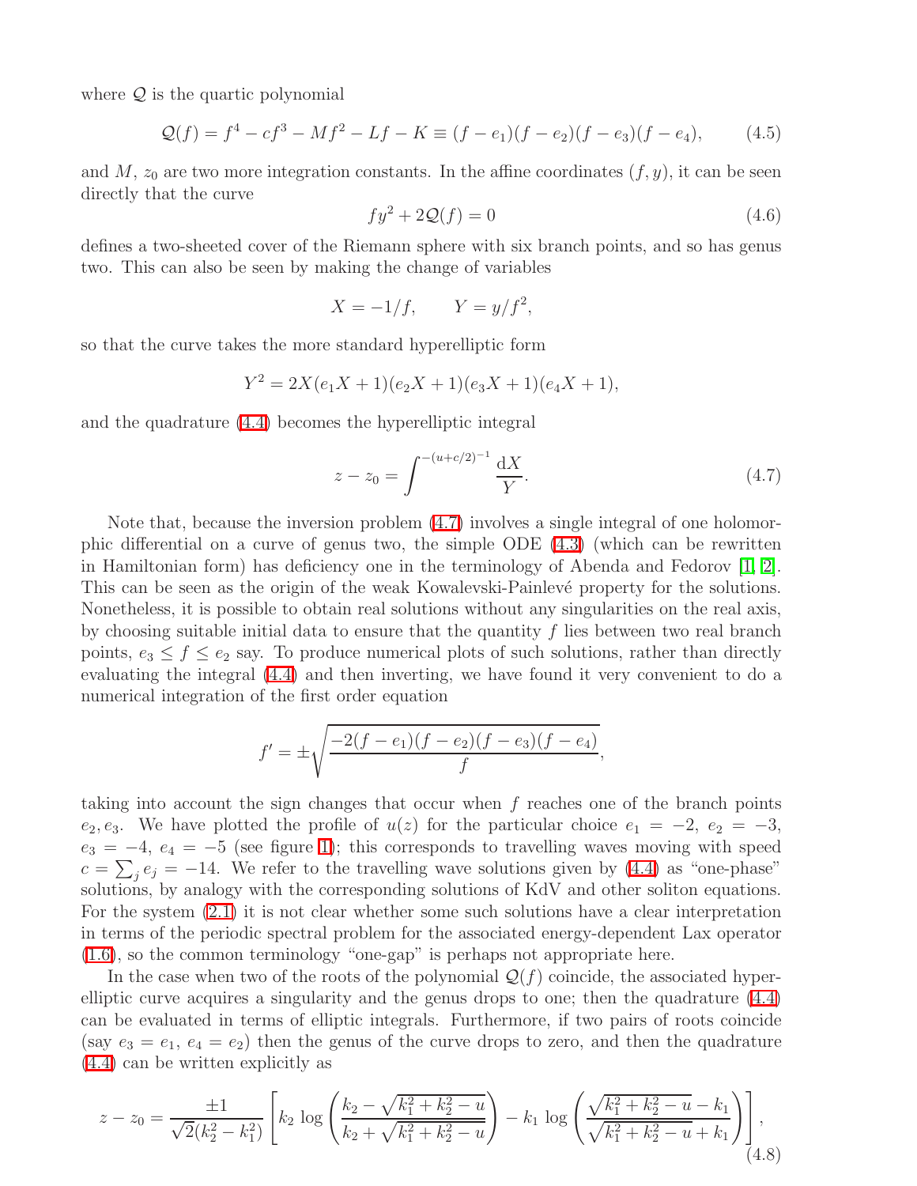where $\mathcal{Q}$ is the quartic polynomial

$$\mathcal{Q}(f) = f^4 - cf^3 - Mf^2 - Lf - K \equiv (f-e_1)(f-e_2)(f-e_3)(f-e_4), \tag{4.5}$$

and $M$, $z_0$ are two more integration constants. In the affine coordinates $(f, y)$, it can be seen directly that the curve

$$fy^2 + 2\mathcal{Q}(f) = 0 \tag{4.6}$$

defines a two-sheeted cover of the Riemann sphere with six branch points, and so has genus two. This can also be seen by making the change of variables

$$X = -1/f, \qquad Y = y/f^2,$$

so that the curve takes the more standard hyperelliptic form

$$Y^2 = 2X(e_1X+1)(e_2X+1)(e_3X+1)(e_4X+1),$$

and the quadrature (4.4) becomes the hyperelliptic integral

$$z - z_0 = \int^{-(u+c/2)^{-1}} \frac{\mathrm{d}X}{Y}. \tag{4.7}$$

Note that, because the inversion problem (4.7) involves a single integral of one holomorphic differential on a curve of genus two, the simple ODE (4.3) (which can be rewritten in Hamiltonian form) has deficiency one in the terminology of Abenda and Fedorov [1, 2]. This can be seen as the origin of the weak Kowalevski-Painlevé property for the solutions. Nonetheless, it is possible to obtain real solutions without any singularities on the real axis, by choosing suitable initial data to ensure that the quantity $f$ lies between two real branch points, $e_3 \leq f \leq e_2$ say. To produce numerical plots of such solutions, rather than directly evaluating the integral (4.4) and then inverting, we have found it very convenient to do a numerical integration of the first order equation

$$f' = \pm\sqrt{\frac{-2(f-e_1)(f-e_2)(f-e_3)(f-e_4)}{f}},$$

taking into account the sign changes that occur when $f$ reaches one of the branch points $e_2, e_3$. We have plotted the profile of $u(z)$ for the particular choice $e_1 = -2$, $e_2 = -3$, $e_3 = -4$, $e_4 = -5$ (see figure 1); this corresponds to travelling waves moving with speed $c = \sum_j e_j = -14$. We refer to the travelling wave solutions given by (4.4) as "one-phase" solutions, by analogy with the corresponding solutions of KdV and other soliton equations. For the system (2.1) it is not clear whether some such solutions have a clear interpretation in terms of the periodic spectral problem for the associated energy-dependent Lax operator (1.6), so the common terminology "one-gap" is perhaps not appropriate here.

In the case when two of the roots of the polynomial $\mathcal{Q}(f)$ coincide, the associated hyperelliptic curve acquires a singularity and the genus drops to one; then the quadrature (4.4) can be evaluated in terms of elliptic integrals. Furthermore, if two pairs of roots coincide (say $e_3 = e_1$, $e_4 = e_2$) then the genus of the curve drops to zero, and then the quadrature (4.4) can be written explicitly as

$$z - z_0 = \frac{\pm 1}{\sqrt{2}(k_2^2 - k_1^2)}\left[k_2 \log\left(\frac{k_2 - \sqrt{k_1^2+k_2^2-u}}{k_2+\sqrt{k_1^2+k_2^2-u}}\right) - k_1 \log\left(\frac{\sqrt{k_1^2+k_2^2-u}-k_1}{\sqrt{k_1^2+k_2^2-u}+k_1}\right)\right], \tag{4.8}$$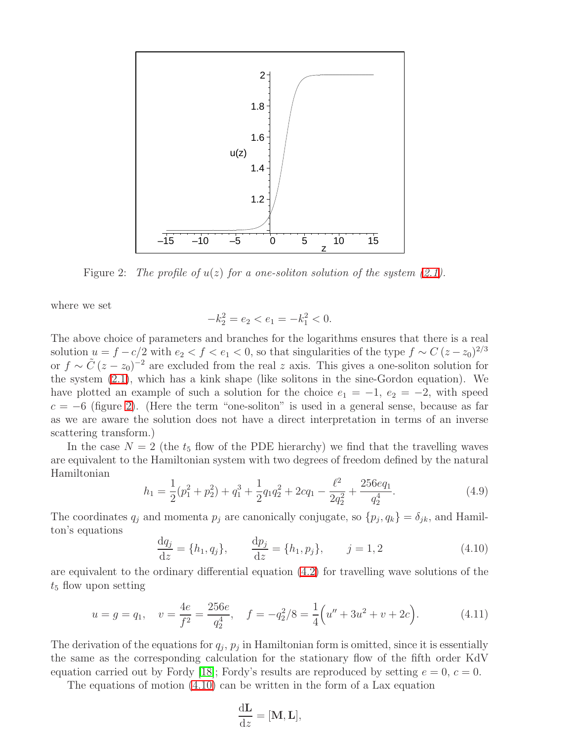Figure 2: *The profile of $u(z)$ for a one-soliton solution of the system (2.1).*

where we set

$$-k_2^2 = e_2 < e_1 = -k_1^2 < 0.$$

The above choice of parameters and branches for the logarithms ensures that there is a real solution $u = f - c/2$ with $e_2 < f < e_1 < 0$, so that singularities of the type $f \sim C\,(z - z_0)^{2/3}$ or $f \sim \tilde{C}\,(z - z_0)^{-2}$ are excluded from the real $z$ axis. This gives a one-soliton solution for the system (2.1), which has a kink shape (like solitons in the sine-Gordon equation). We have plotted an example of such a solution for the choice $e_1 = -1$, $e_2 = -2$, with speed $c = -6$ (figure 2). (Here the term "one-soliton" is used in a general sense, because as far as we are aware the solution does not have a direct interpretation in terms of an inverse scattering transform.)

In the case $N = 2$ (the $t_5$ flow of the PDE hierarchy) we find that the travelling waves are equivalent to the Hamiltonian system with two degrees of freedom defined by the natural Hamiltonian

$$h_1 = \frac{1}{2}(p_1^2 + p_2^2) + q_1^3 + \frac{1}{2}q_1 q_2^2 + 2cq_1 - \frac{\ell^2}{2q_2^2} + \frac{256eq_1}{q_2^4}. \tag{4.9}$$

The coordinates $q_j$ and momenta $p_j$ are canonically conjugate, so $\{p_j, q_k\} = \delta_{jk}$, and Hamilton's equations

$$\frac{\mathrm{d}q_j}{\mathrm{d}z} = \{h_1, q_j\}, \qquad \frac{\mathrm{d}p_j}{\mathrm{d}z} = \{h_1, p_j\}, \qquad j = 1, 2 \tag{4.10}$$

are equivalent to the ordinary differential equation (4.2) for travelling wave solutions of the $t_5$ flow upon setting

$$u = g = q_1, \quad v = \frac{4e}{f^2} = \frac{256e}{q_2^4}, \quad f = -q_2^2/8 = \frac{1}{4}\Big(u'' + 3u^2 + v + 2c\Big). \tag{4.11}$$

The derivation of the equations for $q_j$, $p_j$ in Hamiltonian form is omitted, since it is essentially the same as the corresponding calculation for the stationary flow of the fifth order KdV equation carried out by Fordy [18]; Fordy's results are reproduced by setting $e = 0$, $c = 0$.

The equations of motion (4.10) can be written in the form of a Lax equation

$$\frac{\mathrm{d}\mathbf{L}}{\mathrm{d}z} = [\mathbf{M}, \mathbf{L}],$$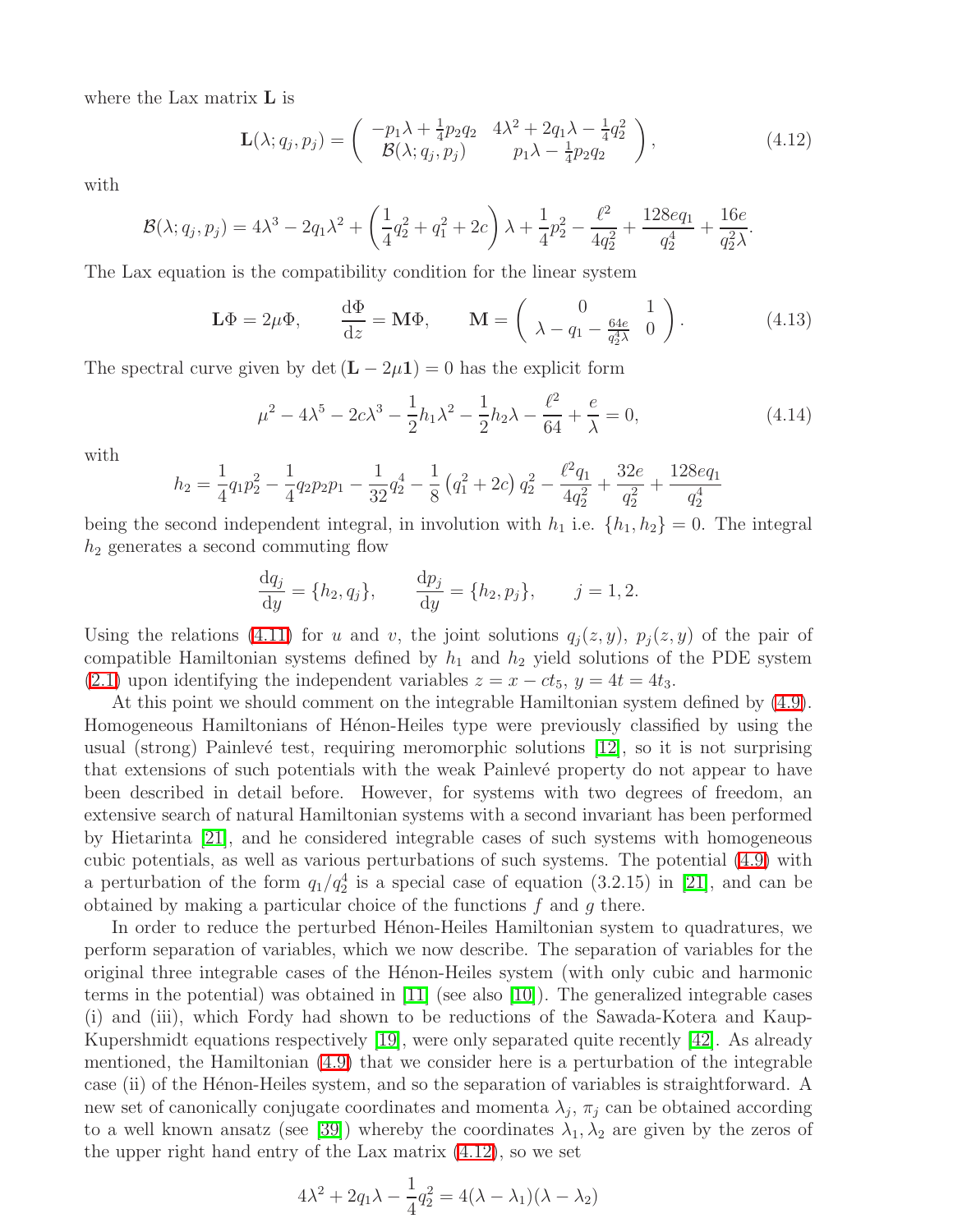where the Lax matrix $\mathbf{L}$ is

$$\mathbf{L}(\lambda; q_j, p_j) = \begin{pmatrix} -p_1\lambda + \frac{1}{4}p_2 q_2 & 4\lambda^2 + 2q_1\lambda - \frac{1}{4}q_2^2 \\ \mathcal{B}(\lambda; q_j, p_j) & p_1\lambda - \frac{1}{4}p_2 q_2 \end{pmatrix}, \tag{4.12}$$

with

$$\mathcal{B}(\lambda; q_j, p_j) = 4\lambda^3 - 2q_1\lambda^2 + \left(\frac{1}{4}q_2^2 + q_1^2 + 2c\right)\lambda + \frac{1}{4}p_2^2 - \frac{\ell^2}{4q_2^2} + \frac{128eq_1}{q_2^4} + \frac{16e}{q_2^2\lambda}.$$

The Lax equation is the compatibility condition for the linear system

$$\mathbf{L}\Phi = 2\mu\Phi, \qquad \frac{\mathrm{d}\Phi}{\mathrm{d}z} = \mathbf{M}\Phi, \qquad \mathbf{M} = \begin{pmatrix} 0 & 1 \\ \lambda - q_1 - \frac{64e}{q_2^4\lambda} & 0 \end{pmatrix}. \tag{4.13}$$

The spectral curve given by $\det(\mathbf{L} - 2\mu\mathbf{1}) = 0$ has the explicit form

$$\mu^2 - 4\lambda^5 - 2c\lambda^3 - \frac{1}{2}h_1\lambda^2 - \frac{1}{2}h_2\lambda - \frac{\ell^2}{64} + \frac{e}{\lambda} = 0, \tag{4.14}$$

with

$$h_2 = \frac{1}{4}q_1 p_2^2 - \frac{1}{4}q_2 p_2 p_1 - \frac{1}{32}q_2^4 - \frac{1}{8}\left(q_1^2 + 2c\right)q_2^2 - \frac{\ell^2 q_1}{4q_2^2} + \frac{32e}{q_2^2} + \frac{128eq_1}{q_2^4}$$

being the second independent integral, in involution with $h_1$ i.e. $\{h_1, h_2\} = 0$. The integral $h_2$ generates a second commuting flow

$$\frac{\mathrm{d}q_j}{\mathrm{d}y} = \{h_2, q_j\}, \qquad \frac{\mathrm{d}p_j}{\mathrm{d}y} = \{h_2, p_j\}, \qquad j = 1, 2.$$

Using the relations (4.11) for $u$ and $v$, the joint solutions $q_j(z, y)$, $p_j(z, y)$ of the pair of compatible Hamiltonian systems defined by $h_1$ and $h_2$ yield solutions of the PDE system (2.1) upon identifying the independent variables $z = x - ct_5$, $y = 4t = 4t_3$.

At this point we should comment on the integrable Hamiltonian system defined by (4.9). Homogeneous Hamiltonians of Hénon-Heiles type were previously classified by using the usual (strong) Painlevé test, requiring meromorphic solutions [12], so it is not surprising that extensions of such potentials with the weak Painlevé property do not appear to have been described in detail before. However, for systems with two degrees of freedom, an extensive search of natural Hamiltonian systems with a second invariant has been performed by Hietarinta [21], and he considered integrable cases of such systems with homogeneous cubic potentials, as well as various perturbations of such systems. The potential (4.9) with a perturbation of the form $q_1/q_2^4$ is a special case of equation (3.2.15) in [21], and can be obtained by making a particular choice of the functions $f$ and $g$ there.

In order to reduce the perturbed Hénon-Heiles Hamiltonian system to quadratures, we perform separation of variables, which we now describe. The separation of variables for the original three integrable cases of the Hénon-Heiles system (with only cubic and harmonic terms in the potential) was obtained in [11] (see also [10]). The generalized integrable cases (i) and (iii), which Fordy had shown to be reductions of the Sawada-Kotera and Kaup-Kupershmidt equations respectively [19], were only separated quite recently [42]. As already mentioned, the Hamiltonian (4.9) that we consider here is a perturbation of the integrable case (ii) of the Hénon-Heiles system, and so the separation of variables is straightforward. A new set of canonically conjugate coordinates and momenta $\lambda_j$, $\pi_j$ can be obtained according to a well known ansatz (see [39]) whereby the coordinates $\lambda_1, \lambda_2$ are given by the zeros of the upper right hand entry of the Lax matrix (4.12), so we set

$$4\lambda^2 + 2q_1\lambda - \frac{1}{4}q_2^2 = 4(\lambda - \lambda_1)(\lambda - \lambda_2)$$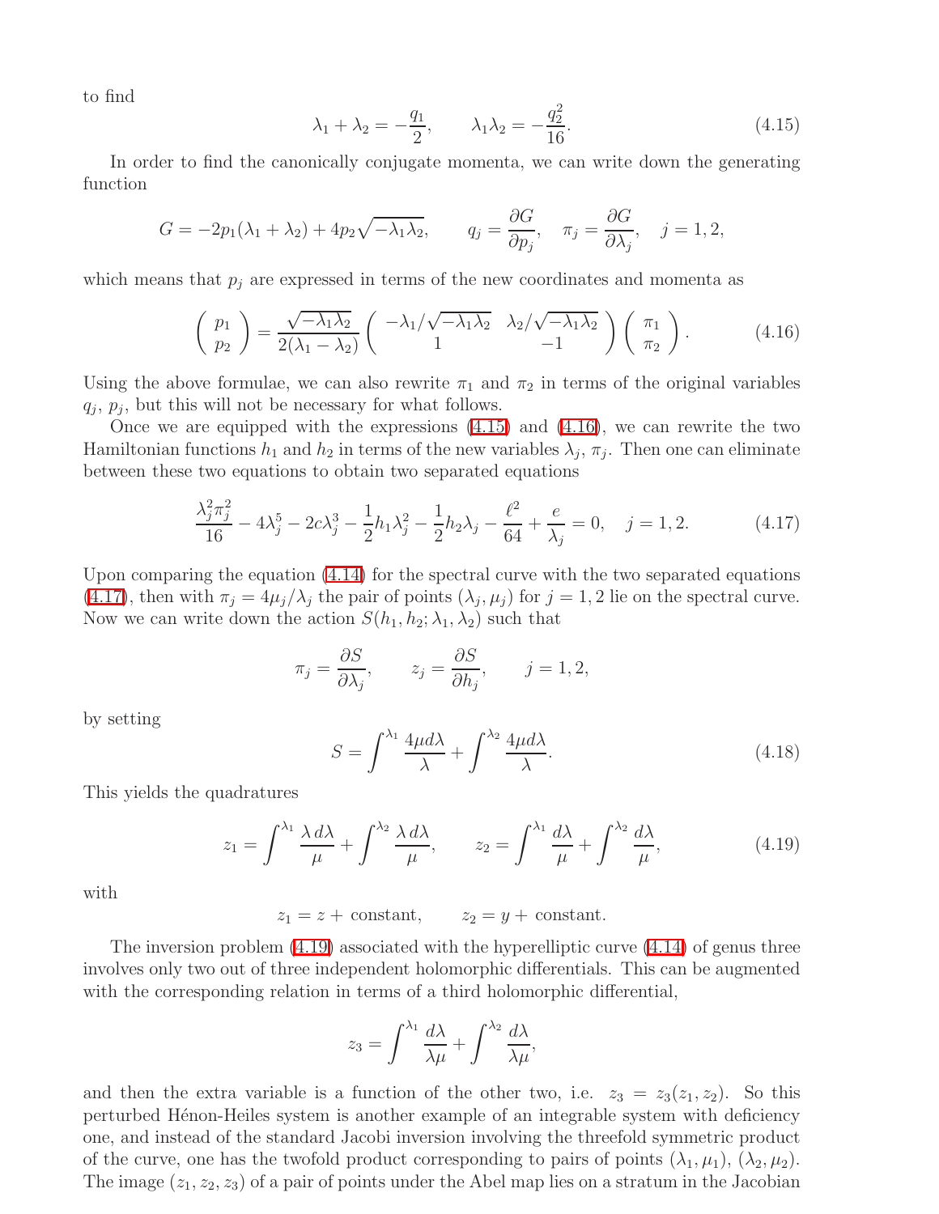to find

$$
\lambda_1 + \lambda_2 = -\frac{q_1}{2}, \qquad \lambda_1 \lambda_2 = -\frac{q_2^2}{16}. \tag{4.15}
$$

In order to find the canonically conjugate momenta, we can write down the generating function

$$
G = -2p_1(\lambda_1 + \lambda_2) + 4p_2\sqrt{-\lambda_1\lambda_2}, \qquad q_j = \frac{\partial G}{\partial p_j}, \quad \pi_j = \frac{\partial G}{\partial \lambda_j}, \quad j = 1, 2,
$$

which means that $p_j$ are expressed in terms of the new coordinates and momenta as

$$
\begin{pmatrix} p_1 \\ p_2 \end{pmatrix} = \frac{\sqrt{-\lambda_1\lambda_2}}{2(\lambda_1 - \lambda_2)} \begin{pmatrix} -\lambda_1/\sqrt{-\lambda_1\lambda_2} & \lambda_2/\sqrt{-\lambda_1\lambda_2} \\ 1 & -1 \end{pmatrix} \begin{pmatrix} \pi_1 \\ \pi_2 \end{pmatrix}. \tag{4.16}
$$

Using the above formulae, we can also rewrite $\pi_1$ and $\pi_2$ in terms of the original variables $q_j$, $p_j$, but this will not be necessary for what follows.

Once we are equipped with the expressions (4.15) and (4.16), we can rewrite the two Hamiltonian functions $h_1$ and $h_2$ in terms of the new variables $\lambda_j$, $\pi_j$. Then one can eliminate between these two equations to obtain two separated equations

$$
\frac{\lambda_j^2\pi_j^2}{16} - 4\lambda_j^5 - 2c\lambda_j^3 - \frac{1}{2}h_1\lambda_j^2 - \frac{1}{2}h_2\lambda_j - \frac{\ell^2}{64} + \frac{e}{\lambda_j} = 0, \quad j = 1, 2. \tag{4.17}
$$

Upon comparing the equation (4.14) for the spectral curve with the two separated equations (4.17), then with $\pi_j = 4\mu_j/\lambda_j$ the pair of points $(\lambda_j, \mu_j)$ for $j = 1, 2$ lie on the spectral curve. Now we can write down the action $S(h_1, h_2; \lambda_1, \lambda_2)$ such that

$$
\pi_j = \frac{\partial S}{\partial \lambda_j}, \qquad z_j = \frac{\partial S}{\partial h_j}, \qquad j = 1, 2,
$$

by setting

$$
S = \int^{\lambda_1} \frac{4\mu d\lambda}{\lambda} + \int^{\lambda_2} \frac{4\mu d\lambda}{\lambda}. \tag{4.18}
$$

This yields the quadratures

$$
z_1 = \int^{\lambda_1} \frac{\lambda\, d\lambda}{\mu} + \int^{\lambda_2} \frac{\lambda\, d\lambda}{\mu}, \qquad z_2 = \int^{\lambda_1} \frac{d\lambda}{\mu} + \int^{\lambda_2} \frac{d\lambda}{\mu}, \tag{4.19}
$$

with

$$
z_1 = z + \text{constant}, \qquad z_2 = y + \text{constant}.
$$

The inversion problem (4.19) associated with the hyperelliptic curve (4.14) of genus three involves only two out of three independent holomorphic differentials. This can be augmented with the corresponding relation in terms of a third holomorphic differential,

$$
z_3 = \int^{\lambda_1} \frac{d\lambda}{\lambda\mu} + \int^{\lambda_2} \frac{d\lambda}{\lambda\mu},
$$

and then the extra variable is a function of the other two, i.e. $z_3 = z_3(z_1, z_2)$. So this perturbed Hénon-Heiles system is another example of an integrable system with deficiency one, and instead of the standard Jacobi inversion involving the threefold symmetric product of the curve, one has the twofold product corresponding to pairs of points $(\lambda_1, \mu_1)$, $(\lambda_2, \mu_2)$. The image $(z_1, z_2, z_3)$ of a pair of points under the Abel map lies on a stratum in the Jacobian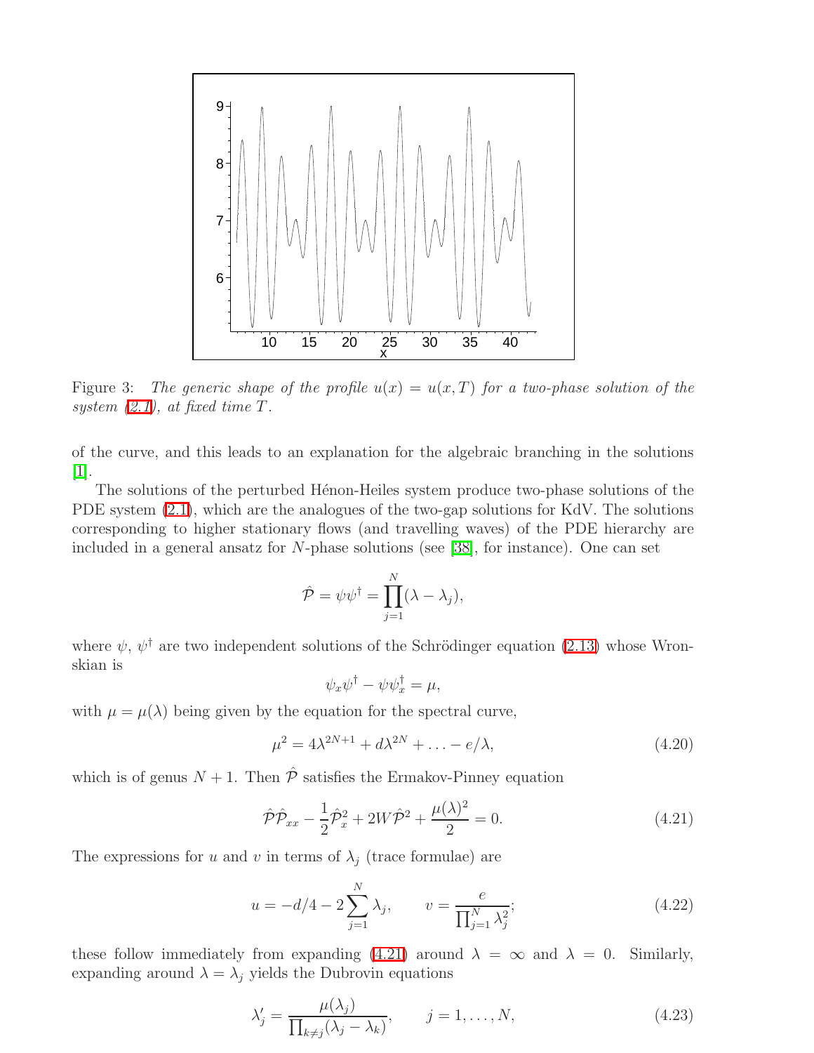Figure 3: *The generic shape of the profile $u(x) = u(x,T)$ for a two-phase solution of the system (2.1), at fixed time $T$.*

of the curve, and this leads to an explanation for the algebraic branching in the solutions [1].

The solutions of the perturbed Hénon-Heiles system produce two-phase solutions of the PDE system (2.1), which are the analogues of the two-gap solutions for KdV. The solutions corresponding to higher stationary flows (and travelling waves) of the PDE hierarchy are included in a general ansatz for $N$-phase solutions (see [38], for instance). One can set

$$\hat{\mathcal{P}} = \psi\psi^\dagger = \prod_{j=1}^{N}(\lambda - \lambda_j),$$

where $\psi$, $\psi^\dagger$ are two independent solutions of the Schrödinger equation (2.13) whose Wronskian is

$$\psi_x\psi^\dagger - \psi\psi^\dagger_x = \mu,$$

with $\mu = \mu(\lambda)$ being given by the equation for the spectral curve,

$$\mu^2 = 4\lambda^{2N+1} + d\lambda^{2N} + \ldots - e/\lambda, \tag{4.20}$$

which is of genus $N+1$. Then $\hat{\mathcal{P}}$ satisfies the Ermakov-Pinney equation

$$\hat{\mathcal{P}}\hat{\mathcal{P}}_{xx} - \frac{1}{2}\hat{\mathcal{P}}_x^2 + 2W\hat{\mathcal{P}}^2 + \frac{\mu(\lambda)^2}{2} = 0. \tag{4.21}$$

The expressions for $u$ and $v$ in terms of $\lambda_j$ (trace formulae) are

$$u = -d/4 - 2\sum_{j=1}^{N}\lambda_j, \qquad v = \frac{e}{\prod_{j=1}^{N}\lambda_j^2}; \tag{4.22}$$

these follow immediately from expanding (4.21) around $\lambda = \infty$ and $\lambda = 0$. Similarly, expanding around $\lambda = \lambda_j$ yields the Dubrovin equations

$$\lambda_j' = \frac{\mu(\lambda_j)}{\prod_{k\neq j}(\lambda_j - \lambda_k)}, \qquad j = 1, \ldots, N, \tag{4.23}$$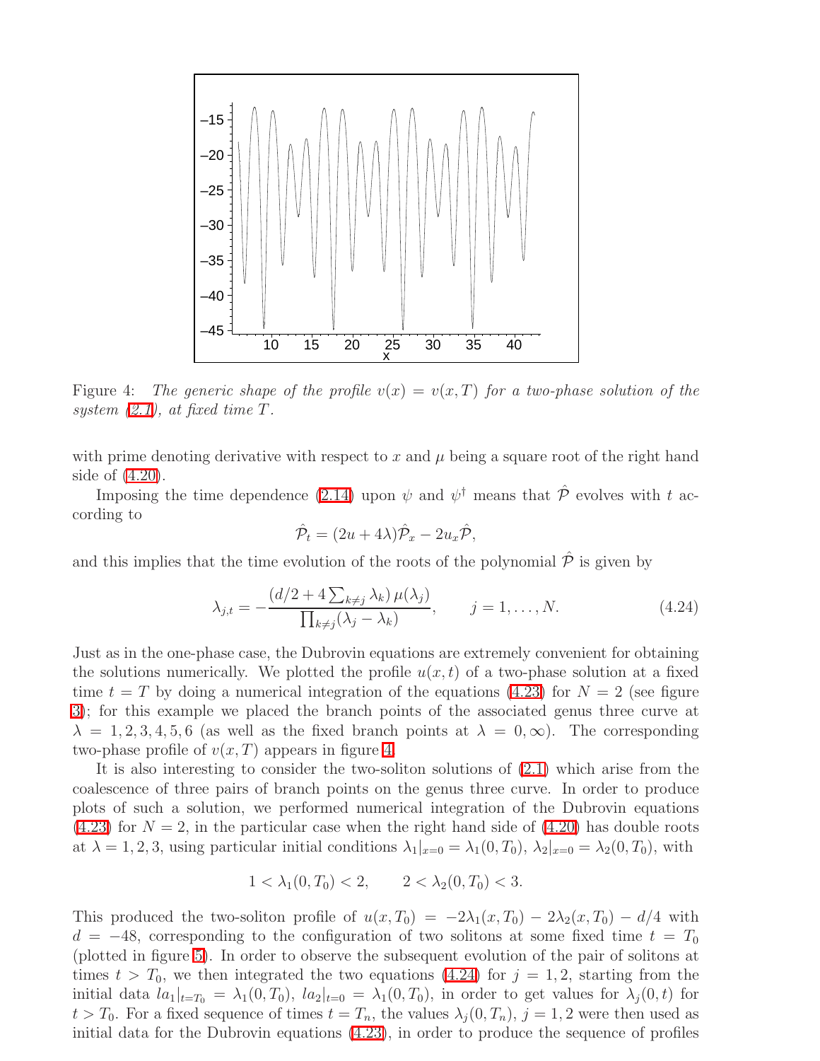Figure 4: *The generic shape of the profile $v(x) = v(x,T)$ for a two-phase solution of the system (2.1), at fixed time $T$.*

with prime denoting derivative with respect to $x$ and $\mu$ being a square root of the right hand side of (4.20).

Imposing the time dependence (2.14) upon $\psi$ and $\psi^\dagger$ means that $\hat{\mathcal{P}}$ evolves with $t$ according to

$$\hat{\mathcal{P}}_t = (2u + 4\lambda)\hat{\mathcal{P}}_x - 2u_x\hat{\mathcal{P}},$$

and this implies that the time evolution of the roots of the polynomial $\hat{\mathcal{P}}$ is given by

$$\lambda_{j,t} = -\frac{(d/2 + 4\sum_{k\neq j}\lambda_k)\,\mu(\lambda_j)}{\prod_{k\neq j}(\lambda_j - \lambda_k)}, \qquad j = 1,\ldots,N. \tag{4.24}$$

Just as in the one-phase case, the Dubrovin equations are extremely convenient for obtaining the solutions numerically. We plotted the profile $u(x,t)$ of a two-phase solution at a fixed time $t = T$ by doing a numerical integration of the equations (4.23) for $N = 2$ (see figure 3); for this example we placed the branch points of the associated genus three curve at $\lambda = 1,2,3,4,5,6$ (as well as the fixed branch points at $\lambda = 0,\infty$). The corresponding two-phase profile of $v(x,T)$ appears in figure 4.

It is also interesting to consider the two-soliton solutions of (2.1) which arise from the coalescence of three pairs of branch points on the genus three curve. In order to produce plots of such a solution, we performed numerical integration of the Dubrovin equations (4.23) for $N = 2$, in the particular case when the right hand side of (4.20) has double roots at $\lambda = 1,2,3$, using particular initial conditions $\lambda_1|_{x=0} = \lambda_1(0,T_0)$, $\lambda_2|_{x=0} = \lambda_2(0,T_0)$, with

$$1 < \lambda_1(0,T_0) < 2, \qquad 2 < \lambda_2(0,T_0) < 3.$$

This produced the two-soliton profile of $u(x,T_0) = -2\lambda_1(x,T_0) - 2\lambda_2(x,T_0) - d/4$ with $d = -48$, corresponding to the configuration of two solitons at some fixed time $t = T_0$ (plotted in figure 5). In order to observe the subsequent evolution of the pair of solitons at times $t > T_0$, we then integrated the two equations (4.24) for $j = 1,2$, starting from the initial data $la_1|_{t=T_0} = \lambda_1(0,T_0)$, $la_2|_{t=0} = \lambda_1(0,T_0)$, in order to get values for $\lambda_j(0,t)$ for $t > T_0$. For a fixed sequence of times $t = T_n$, the values $\lambda_j(0,T_n)$, $j = 1,2$ were then used as initial data for the Dubrovin equations (4.23), in order to produce the sequence of profiles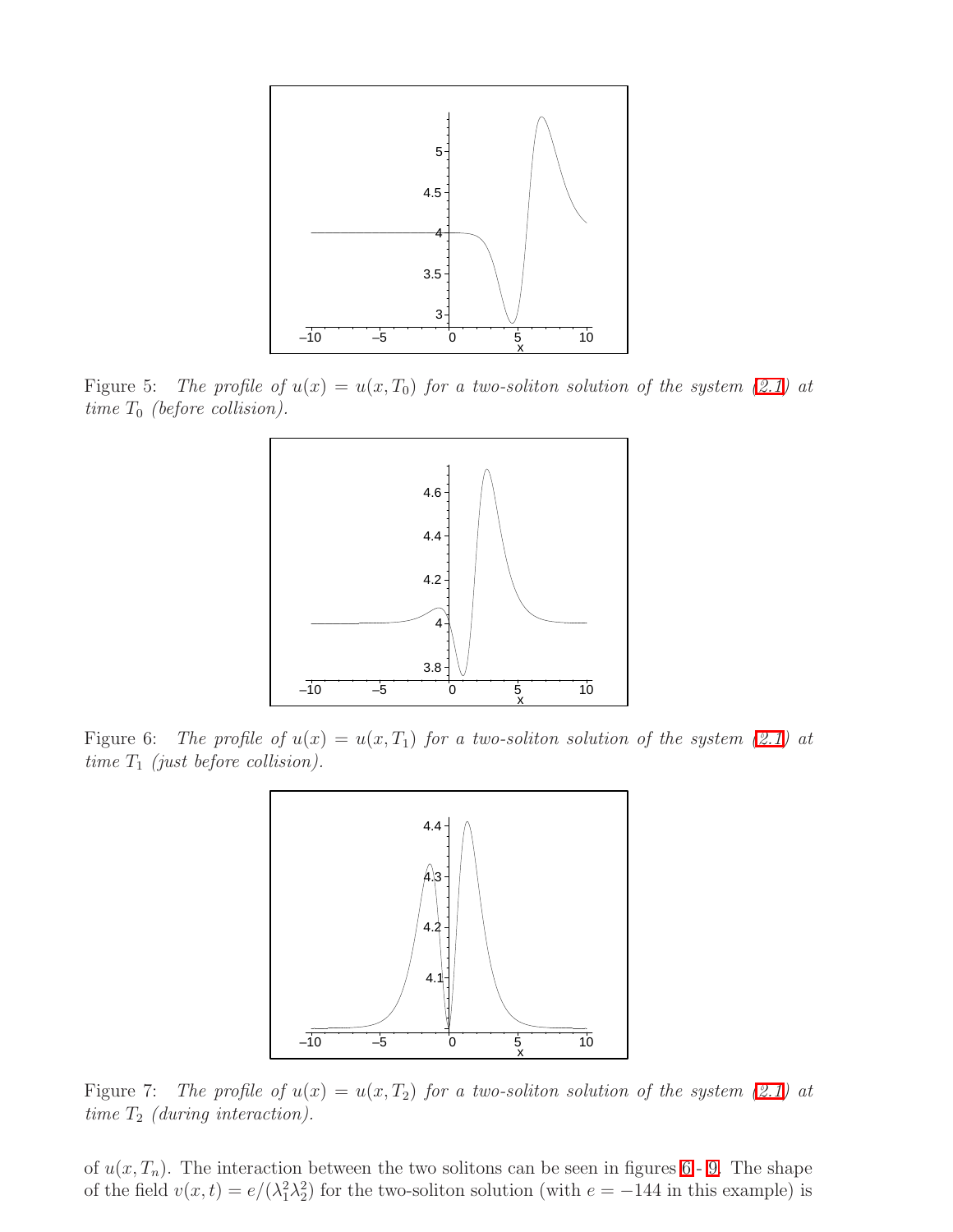Figure 5: *The profile of $u(x) = u(x, T_0)$ for a two-soliton solution of the system (2.1) at time $T_0$ (before collision).*

Figure 6: *The profile of $u(x) = u(x, T_1)$ for a two-soliton solution of the system (2.1) at time $T_1$ (just before collision).*

Figure 7: *The profile of $u(x) = u(x, T_2)$ for a two-soliton solution of the system (2.1) at time $T_2$ (during interaction).*

of $u(x, T_n)$. The interaction between the two solitons can be seen in figures 6 - 9. The shape of the field $v(x, t) = e/(\lambda_1^2 \lambda_2^2)$ for the two-soliton solution (with $e = -144$ in this example) is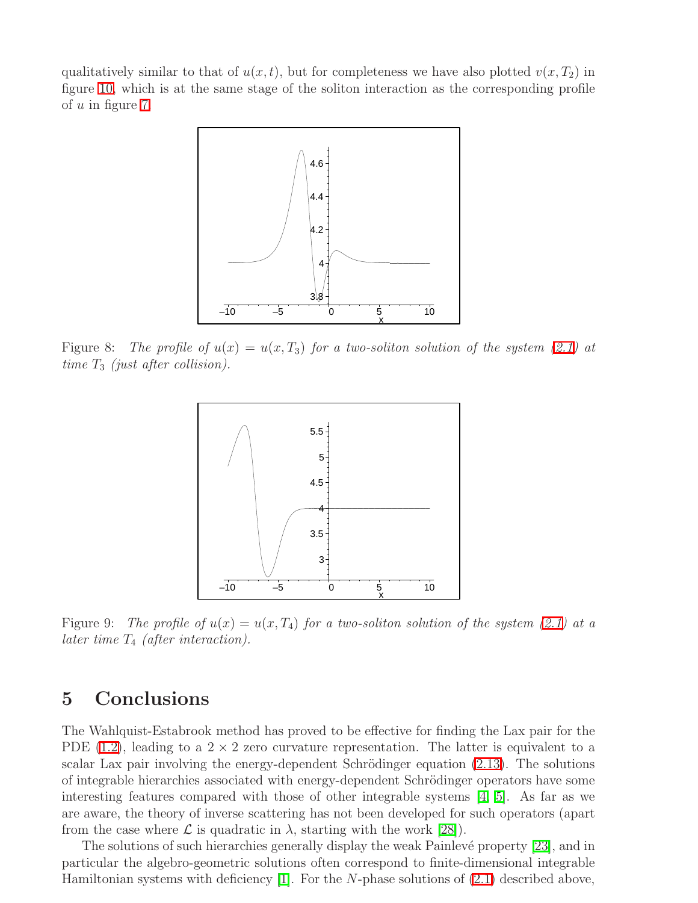qualitatively similar to that of $u(x,t)$, but for completeness we have also plotted $v(x,T_2)$ in figure 10, which is at the same stage of the soliton interaction as the corresponding profile of $u$ in figure 7.

Figure 8: *The profile of $u(x) = u(x,T_3)$ for a two-soliton solution of the system (2.1) at time $T_3$ (just after collision).*

Figure 9: *The profile of $u(x) = u(x,T_4)$ for a two-soliton solution of the system (2.1) at a later time $T_4$ (after interaction).*

# 5 Conclusions

The Wahlquist-Estabrook method has proved to be effective for finding the Lax pair for the PDE (1.2), leading to a $2 \times 2$ zero curvature representation. The latter is equivalent to a scalar Lax pair involving the energy-dependent Schrödinger equation (2.13). The solutions of integrable hierarchies associated with energy-dependent Schrödinger operators have some interesting features compared with those of other integrable systems [4, 5]. As far as we are aware, the theory of inverse scattering has not been developed for such operators (apart from the case where $\mathcal{L}$ is quadratic in $\lambda$, starting with the work [28]).

The solutions of such hierarchies generally display the weak Painlevé property [23], and in particular the algebro-geometric solutions often correspond to finite-dimensional integrable Hamiltonian systems with deficiency [1]. For the $N$-phase solutions of (2.1) described above,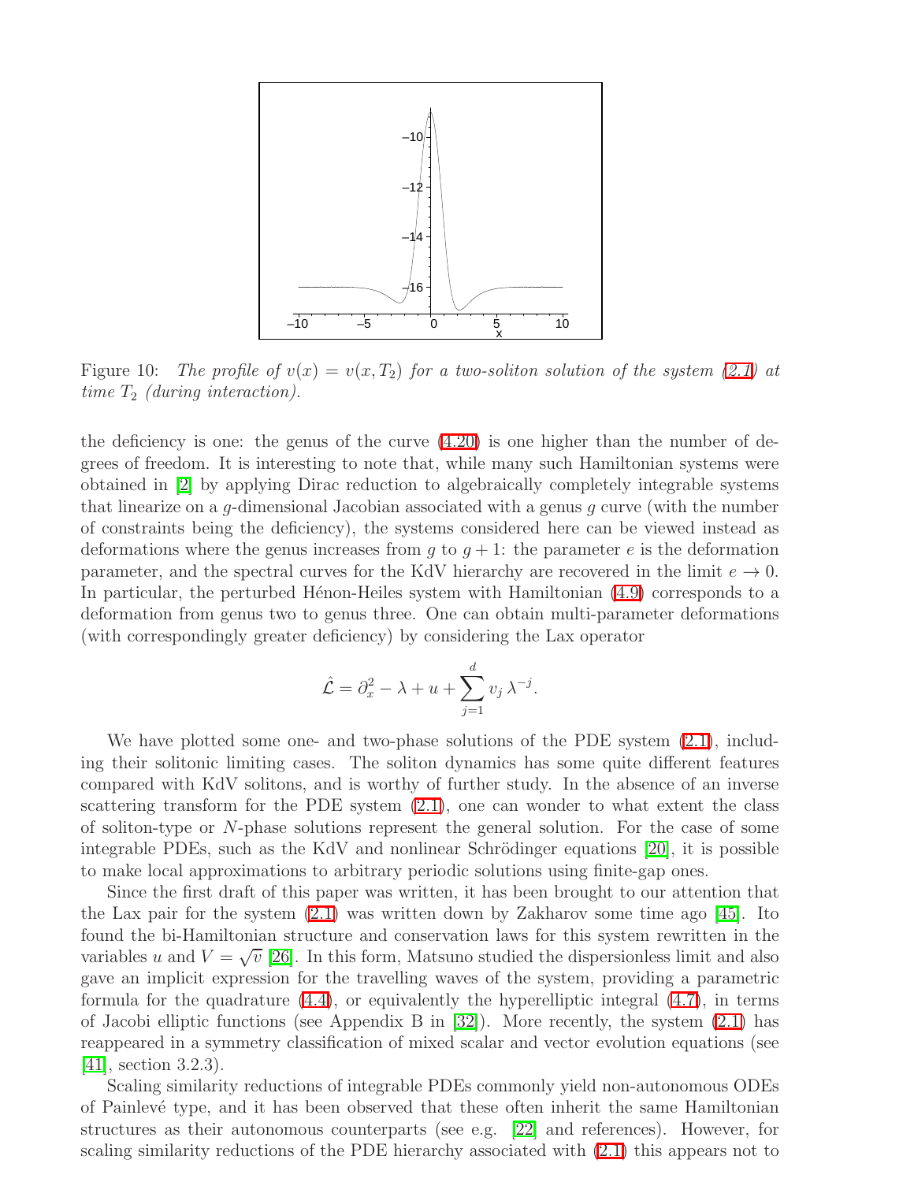Figure 10: *The profile of $v(x) = v(x, T_2)$ for a two-soliton solution of the system (2.1) at time $T_2$ (during interaction).*

the deficiency is one: the genus of the curve (4.20) is one higher than the number of degrees of freedom. It is interesting to note that, while many such Hamiltonian systems were obtained in [2] by applying Dirac reduction to algebraically completely integrable systems that linearize on a $g$-dimensional Jacobian associated with a genus $g$ curve (with the number of constraints being the deficiency), the systems considered here can be viewed instead as deformations where the genus increases from $g$ to $g+1$: the parameter $e$ is the deformation parameter, and the spectral curves for the KdV hierarchy are recovered in the limit $e \to 0$. In particular, the perturbed Hénon-Heiles system with Hamiltonian (4.9) corresponds to a deformation from genus two to genus three. One can obtain multi-parameter deformations (with correspondingly greater deficiency) by considering the Lax operator

$$\hat{\mathcal{L}} = \partial_x^2 - \lambda + u + \sum_{j=1}^{d} v_j \, \lambda^{-j}.$$

We have plotted some one- and two-phase solutions of the PDE system (2.1), including their solitonic limiting cases. The soliton dynamics has some quite different features compared with KdV solitons, and is worthy of further study. In the absence of an inverse scattering transform for the PDE system (2.1), one can wonder to what extent the class of soliton-type or $N$-phase solutions represent the general solution. For the case of some integrable PDEs, such as the KdV and nonlinear Schrödinger equations [20], it is possible to make local approximations to arbitrary periodic solutions using finite-gap ones.

Since the first draft of this paper was written, it has been brought to our attention that the Lax pair for the system (2.1) was written down by Zakharov some time ago [45]. Ito found the bi-Hamiltonian structure and conservation laws for this system rewritten in the variables $u$ and $V = \sqrt{v}$ [26]. In this form, Matsuno studied the dispersionless limit and also gave an implicit expression for the travelling waves of the system, providing a parametric formula for the quadrature (4.4), or equivalently the hyperelliptic integral (4.7), in terms of Jacobi elliptic functions (see Appendix B in [32]). More recently, the system (2.1) has reappeared in a symmetry classification of mixed scalar and vector evolution equations (see [41], section 3.2.3).

Scaling similarity reductions of integrable PDEs commonly yield non-autonomous ODEs of Painlevé type, and it has been observed that these often inherit the same Hamiltonian structures as their autonomous counterparts (see e.g. [22] and references). However, for scaling similarity reductions of the PDE hierarchy associated with (2.1) this appears not to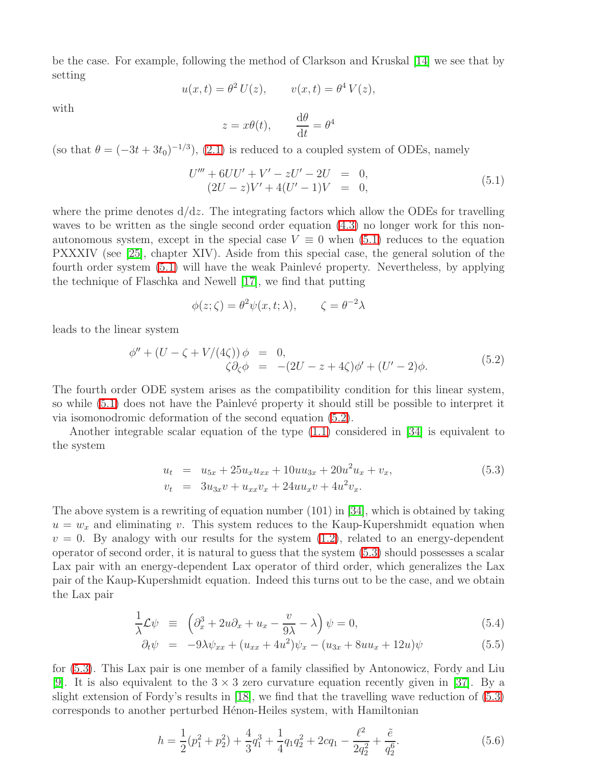be the case. For example, following the method of Clarkson and Kruskal [14] we see that by setting

$$u(x,t) = \theta^2 \, U(z), \qquad v(x,t) = \theta^4 \, V(z),$$

with

$$z = x\theta(t), \qquad \frac{\mathrm{d}\theta}{\mathrm{d}t} = \theta^4$$

(so that $\theta = (-3t + 3t_0)^{-1/3}$), (2.1) is reduced to a coupled system of ODEs, namely

$$\begin{aligned} U''' + 6UU' + V' - zU' - 2U &= 0, \\ (2U - z)V' + 4(U' - 1)V &= 0, \end{aligned} \tag{5.1}$$

where the prime denotes $\mathrm{d}/\mathrm{d}z$. The integrating factors which allow the ODEs for travelling waves to be written as the single second order equation (4.3) no longer work for this non-autonomous system, except in the special case $V \equiv 0$ when (5.1) reduces to the equation PXXXIV (see [25], chapter XIV). Aside from this special case, the general solution of the fourth order system (5.1) will have the weak Painlevé property. Nevertheless, by applying the technique of Flaschka and Newell [17], we find that putting

$$\phi(z;\zeta) = \theta^2 \psi(x,t;\lambda), \qquad \zeta = \theta^{-2}\lambda$$

leads to the linear system

$$\begin{aligned} \phi'' + (U - \zeta + V/(4\zeta))\,\phi &= 0, \\ \zeta \partial_\zeta \phi &= -(2U - z + 4\zeta)\phi' + (U' - 2)\phi. \end{aligned} \tag{5.2}$$

The fourth order ODE system arises as the compatibility condition for this linear system, so while (5.1) does not have the Painlevé property it should still be possible to interpret it via isomonodromic deformation of the second equation (5.2).

Another integrable scalar equation of the type (1.1) considered in [34] is equivalent to the system

$$\begin{aligned} u_t &= u_{5x} + 25u_x u_{xx} + 10uu_{3x} + 20u^2 u_x + v_x, \\ v_t &= 3u_{3x}v + u_{xx}v_x + 24uu_x v + 4u^2 v_x. \end{aligned} \tag{5.3}$$

The above system is a rewriting of equation number (101) in [34], which is obtained by taking $u = w_x$ and eliminating $v$. This system reduces to the Kaup-Kupershmidt equation when $v = 0$. By analogy with our results for the system (1.2), related to an energy-dependent operator of second order, it is natural to guess that the system (5.3) should possesses a scalar Lax pair with an energy-dependent Lax operator of third order, which generalizes the Lax pair of the Kaup-Kupershmidt equation. Indeed this turns out to be the case, and we obtain the Lax pair

$$\frac{1}{\lambda}\mathcal{L}\psi \;\equiv\; \left(\partial_x^3 + 2u\partial_x + u_x - \frac{v}{9\lambda} - \lambda\right)\psi = 0, \tag{5.4}$$

$$\partial_t \psi \;=\; -9\lambda\psi_{xx} + (u_{xx} + 4u^2)\psi_x - (u_{3x} + 8uu_x + 12u)\psi \tag{5.5}$$

for (5.3). This Lax pair is one member of a family classified by Antonowicz, Fordy and Liu [9]. It is also equivalent to the $3 \times 3$ zero curvature equation recently given in [37]. By a slight extension of Fordy's results in [18], we find that the travelling wave reduction of (5.3) corresponds to another perturbed Hénon-Heiles system, with Hamiltonian

$$h = \frac{1}{2}(p_1^2 + p_2^2) + \frac{4}{3}q_1^3 + \frac{1}{4}q_1 q_2^2 + 2cq_1 - \frac{\ell^2}{2q_2^2} + \frac{\tilde{e}}{q_2^6}. \tag{5.6}$$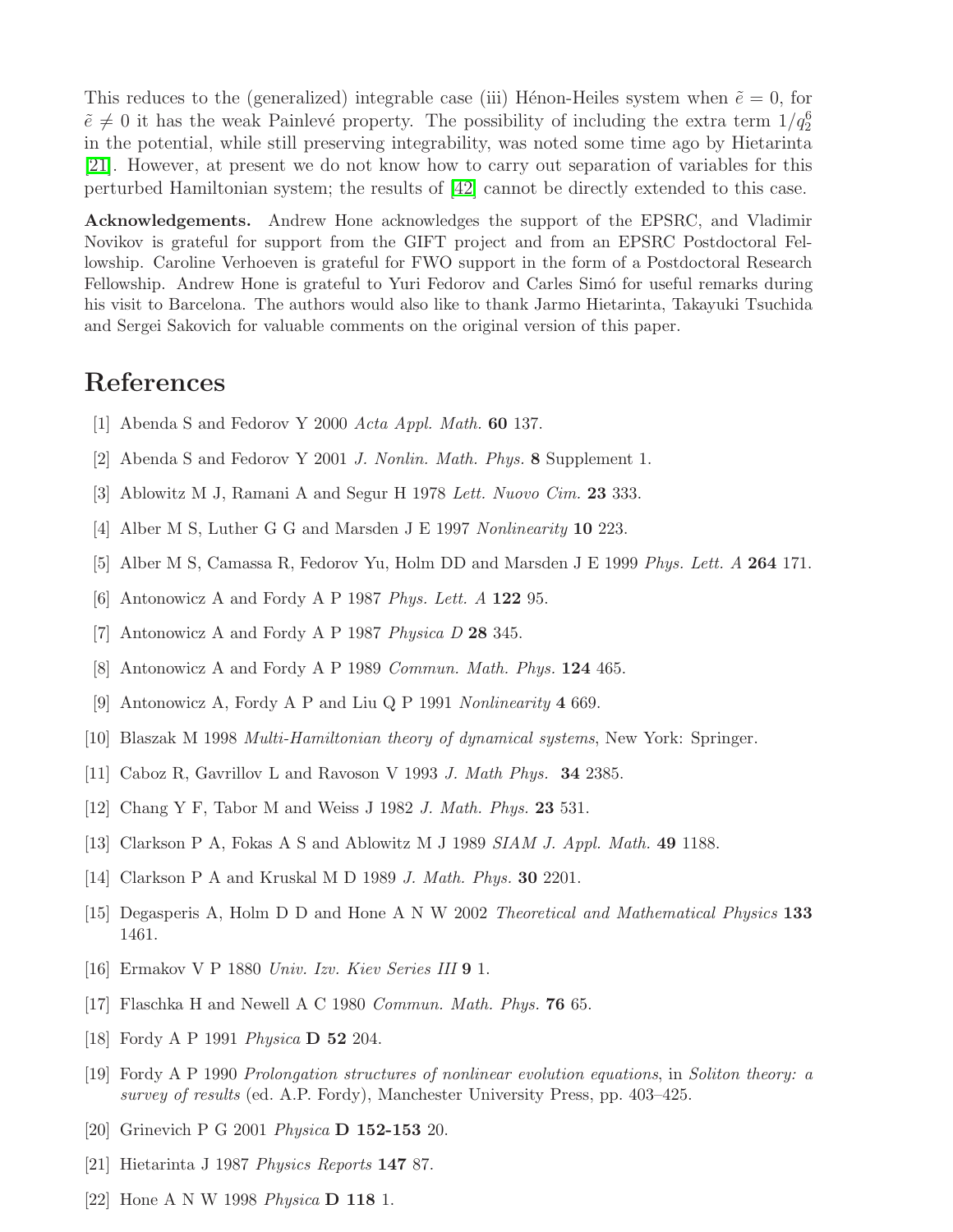This reduces to the (generalized) integrable case (iii) Hénon-Heiles system when $\tilde{e} = 0$, for $\tilde{e} \neq 0$ it has the weak Painlevé property. The possibility of including the extra term $1/q_2^6$ in the potential, while still preserving integrability, was noted some time ago by Hietarinta [21]. However, at present we do not know how to carry out separation of variables for this perturbed Hamiltonian system; the results of [42] cannot be directly extended to this case.

**Acknowledgements.** Andrew Hone acknowledges the support of the EPSRC, and Vladimir Novikov is grateful for support from the GIFT project and from an EPSRC Postdoctoral Fellowship. Caroline Verhoeven is grateful for FWO support in the form of a Postdoctoral Research Fellowship. Andrew Hone is grateful to Yuri Fedorov and Carles Simó for useful remarks during his visit to Barcelona. The authors would also like to thank Jarmo Hietarinta, Takayuki Tsuchida and Sergei Sakovich for valuable comments on the original version of this paper.

# References

[1] Abenda S and Fedorov Y 2000 *Acta Appl. Math.* **60** 137.

[2] Abenda S and Fedorov Y 2001 *J. Nonlin. Math. Phys.* **8** Supplement 1.

[3] Ablowitz M J, Ramani A and Segur H 1978 *Lett. Nuovo Cim.* **23** 333.

[4] Alber M S, Luther G G and Marsden J E 1997 *Nonlinearity* **10** 223.

[5] Alber M S, Camassa R, Fedorov Yu, Holm DD and Marsden J E 1999 *Phys. Lett. A* **264** 171.

[6] Antonowicz A and Fordy A P 1987 *Phys. Lett. A* **122** 95.

[7] Antonowicz A and Fordy A P 1987 *Physica D* **28** 345.

[8] Antonowicz A and Fordy A P 1989 *Commun. Math. Phys.* **124** 465.

[9] Antonowicz A, Fordy A P and Liu Q P 1991 *Nonlinearity* **4** 669.

[10] Blaszak M 1998 *Multi-Hamiltonian theory of dynamical systems*, New York: Springer.

[11] Caboz R, Gavrillov L and Ravoson V 1993 *J. Math Phys.* **34** 2385.

[12] Chang Y F, Tabor M and Weiss J 1982 *J. Math. Phys.* **23** 531.

[13] Clarkson P A, Fokas A S and Ablowitz M J 1989 *SIAM J. Appl. Math.* **49** 1188.

[14] Clarkson P A and Kruskal M D 1989 *J. Math. Phys.* **30** 2201.

[15] Degasperis A, Holm D D and Hone A N W 2002 *Theoretical and Mathematical Physics* **133** 1461.

[16] Ermakov V P 1880 *Univ. Izv. Kiev Series III* **9** 1.

[17] Flaschka H and Newell A C 1980 *Commun. Math. Phys.* **76** 65.

[18] Fordy A P 1991 *Physica* **D 52** 204.

[19] Fordy A P 1990 *Prolongation structures of nonlinear evolution equations*, in *Soliton theory: a survey of results* (ed. A.P. Fordy), Manchester University Press, pp. 403–425.

[20] Grinevich P G 2001 *Physica* **D 152-153** 20.

[21] Hietarinta J 1987 *Physics Reports* **147** 87.

[22] Hone A N W 1998 *Physica* **D 118** 1.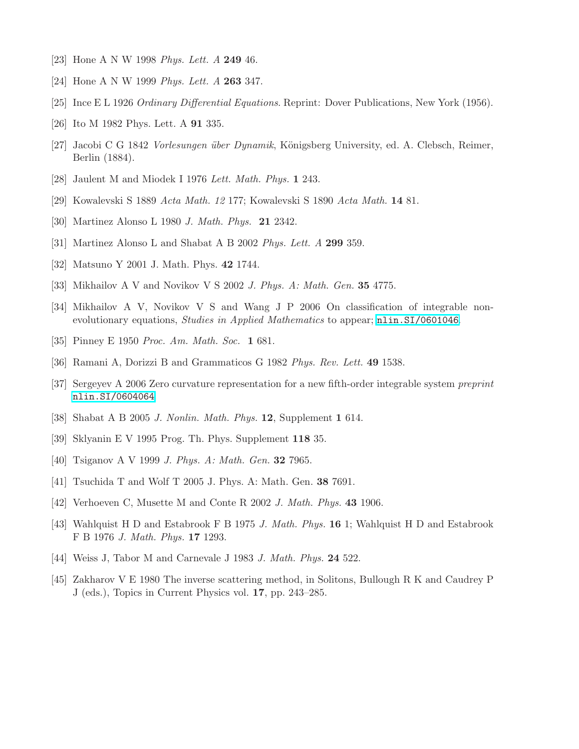[23] Hone A N W 1998 *Phys. Lett. A* **249** 46.

[24] Hone A N W 1999 *Phys. Lett. A* **263** 347.

[25] Ince E L 1926 *Ordinary Differential Equations*. Reprint: Dover Publications, New York (1956).

[26] Ito M 1982 Phys. Lett. A **91** 335.

[27] Jacobi C G 1842 *Vorlesungen über Dynamik*, Königsberg University, ed. A. Clebsch, Reimer, Berlin (1884).

[28] Jaulent M and Miodek I 1976 *Lett. Math. Phys.* **1** 243.

[29] Kowalevski S 1889 *Acta Math. 12* 177; Kowalevski S 1890 *Acta Math.* **14** 81.

[30] Martinez Alonso L 1980 *J. Math. Phys.* **21** 2342.

[31] Martinez Alonso L and Shabat A B 2002 *Phys. Lett. A* **299** 359.

[32] Matsuno Y 2001 J. Math. Phys. **42** 1744.

[33] Mikhailov A V and Novikov V S 2002 *J. Phys. A: Math. Gen.* **35** 4775.

[34] Mikhailov A V, Novikov V S and Wang J P 2006 On classification of integrable non-evolutionary equations, *Studies in Applied Mathematics* to appear; nlin.SI/0601046

[35] Pinney E 1950 *Proc. Am. Math. Soc.* **1** 681.

[36] Ramani A, Dorizzi B and Grammaticos G 1982 *Phys. Rev. Lett.* **49** 1538.

[37] Sergeyev A 2006 Zero curvature representation for a new fifth-order integrable system *preprint* nlin.SI/0604064

[38] Shabat A B 2005 *J. Nonlin. Math. Phys.* **12**, Supplement **1** 614.

[39] Sklyanin E V 1995 Prog. Th. Phys. Supplement **118** 35.

[40] Tsiganov A V 1999 *J. Phys. A: Math. Gen.* **32** 7965.

[41] Tsuchida T and Wolf T 2005 J. Phys. A: Math. Gen. **38** 7691.

[42] Verhoeven C, Musette M and Conte R 2002 *J. Math. Phys.* **43** 1906.

[43] Wahlquist H D and Estabrook F B 1975 *J. Math. Phys.* **16** 1; Wahlquist H D and Estabrook F B 1976 *J. Math. Phys.* **17** 1293.

[44] Weiss J, Tabor M and Carnevale J 1983 *J. Math. Phys.* **24** 522.

[45] Zakharov V E 1980 The inverse scattering method, in Solitons, Bullough R K and Caudrey P J (eds.), Topics in Current Physics vol. **17**, pp. 243–285.